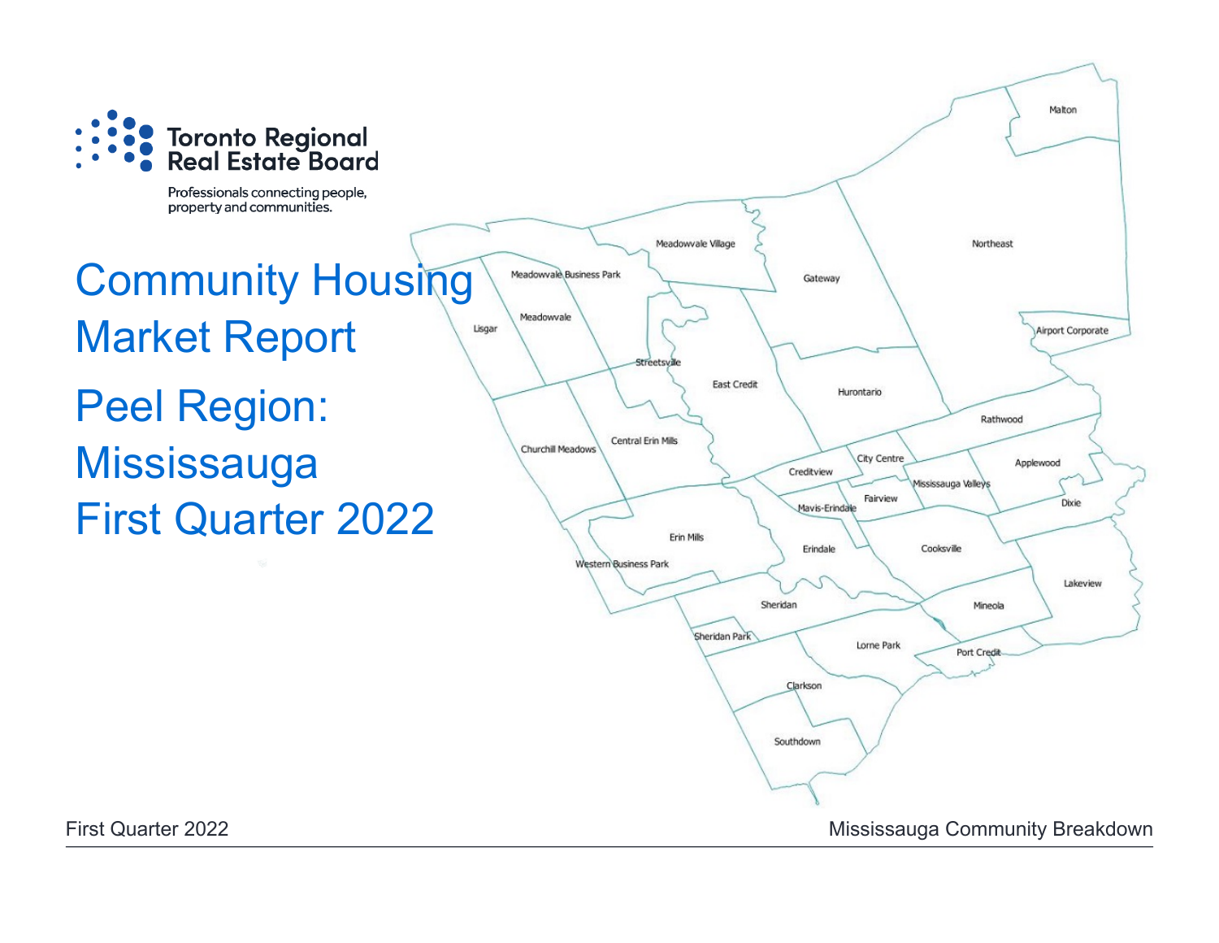Toronto Regional Real Estate Board

Professionals connecting people, property and communities.

# Community Housing Market Report

# Peel Region: Mississauga First Quarter 2022

Malton
Northeast
Airport Corporate
Meadowvale Village
Gateway
Meadowvale Business Park
Lisgar
Meadowvale
Streetsville
East Credit
Hurontario
Rathwood
Churchill Meadows
Central Erin Mills
City Centre
Creditview
Applewood
Mississauga Valleys
Fairview
Mavis-Erindale
Dixie
Erin Mills
Western Business Park
Erindale
Cooksville
Lakeview
Sheridan
Mineola
Sheridan Park
Lorne Park
Port Credit
Clarkson
Southdown

First Quarter 2022

Mississauga Community Breakdown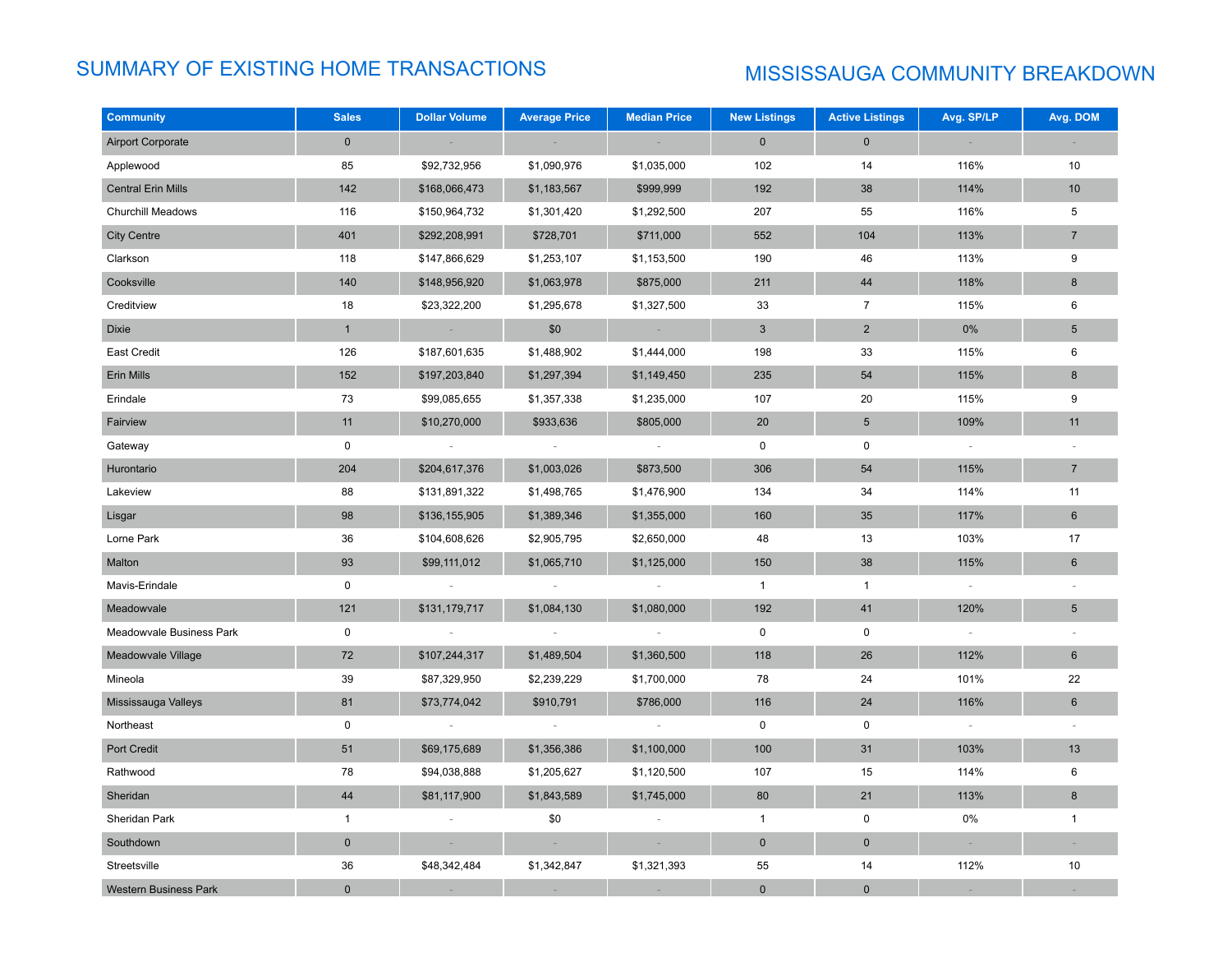# SUMMARY OF EXISTING HOME TRANSACTIONS

## MISSISSAUGA COMMUNITY BREAKDOWN

| Community | Sales | Dollar Volume | Average Price | Median Price | New Listings | Active Listings | Avg. SP/LP | Avg. DOM |
|---|---|---|---|---|---|---|---|---|
| Airport Corporate | 0 | - | - | - | 0 | 0 | - | - |
| Applewood | 85 | $92,732,956 | $1,090,976 | $1,035,000 | 102 | 14 | 116% | 10 |
| Central Erin Mills | 142 | $168,066,473 | $1,183,567 | $999,999 | 192 | 38 | 114% | 10 |
| Churchill Meadows | 116 | $150,964,732 | $1,301,420 | $1,292,500 | 207 | 55 | 116% | 5 |
| City Centre | 401 | $292,208,991 | $728,701 | $711,000 | 552 | 104 | 113% | 7 |
| Clarkson | 118 | $147,866,629 | $1,253,107 | $1,153,500 | 190 | 46 | 113% | 9 |
| Cooksville | 140 | $148,956,920 | $1,063,978 | $875,000 | 211 | 44 | 118% | 8 |
| Creditview | 18 | $23,322,200 | $1,295,678 | $1,327,500 | 33 | 7 | 115% | 6 |
| Dixie | 1 | - | $0 | - | 3 | 2 | 0% | 5 |
| East Credit | 126 | $187,601,635 | $1,488,902 | $1,444,000 | 198 | 33 | 115% | 6 |
| Erin Mills | 152 | $197,203,840 | $1,297,394 | $1,149,450 | 235 | 54 | 115% | 8 |
| Erindale | 73 | $99,085,655 | $1,357,338 | $1,235,000 | 107 | 20 | 115% | 9 |
| Fairview | 11 | $10,270,000 | $933,636 | $805,000 | 20 | 5 | 109% | 11 |
| Gateway | 0 | - | - | - | 0 | 0 | - | - |
| Hurontario | 204 | $204,617,376 | $1,003,026 | $873,500 | 306 | 54 | 115% | 7 |
| Lakeview | 88 | $131,891,322 | $1,498,765 | $1,476,900 | 134 | 34 | 114% | 11 |
| Lisgar | 98 | $136,155,905 | $1,389,346 | $1,355,000 | 160 | 35 | 117% | 6 |
| Lorne Park | 36 | $104,608,626 | $2,905,795 | $2,650,000 | 48 | 13 | 103% | 17 |
| Malton | 93 | $99,111,012 | $1,065,710 | $1,125,000 | 150 | 38 | 115% | 6 |
| Mavis-Erindale | 0 | - | - | - | 1 | 1 | - | - |
| Meadowvale | 121 | $131,179,717 | $1,084,130 | $1,080,000 | 192 | 41 | 120% | 5 |
| Meadowvale Business Park | 0 | - | - | - | 0 | 0 | - | - |
| Meadowvale Village | 72 | $107,244,317 | $1,489,504 | $1,360,500 | 118 | 26 | 112% | 6 |
| Mineola | 39 | $87,329,950 | $2,239,229 | $1,700,000 | 78 | 24 | 101% | 22 |
| Mississauga Valleys | 81 | $73,774,042 | $910,791 | $786,000 | 116 | 24 | 116% | 6 |
| Northeast | 0 | - | - | - | 0 | 0 | - | - |
| Port Credit | 51 | $69,175,689 | $1,356,386 | $1,100,000 | 100 | 31 | 103% | 13 |
| Rathwood | 78 | $94,038,888 | $1,205,627 | $1,120,500 | 107 | 15 | 114% | 6 |
| Sheridan | 44 | $81,117,900 | $1,843,589 | $1,745,000 | 80 | 21 | 113% | 8 |
| Sheridan Park | 1 | - | $0 | - | 1 | 0 | 0% | 1 |
| Southdown | 0 | - | - | - | 0 | 0 | - | - |
| Streetsville | 36 | $48,342,484 | $1,342,847 | $1,321,393 | 55 | 14 | 112% | 10 |
| Western Business Park | 0 | - | - | - | 0 | 0 | - | - |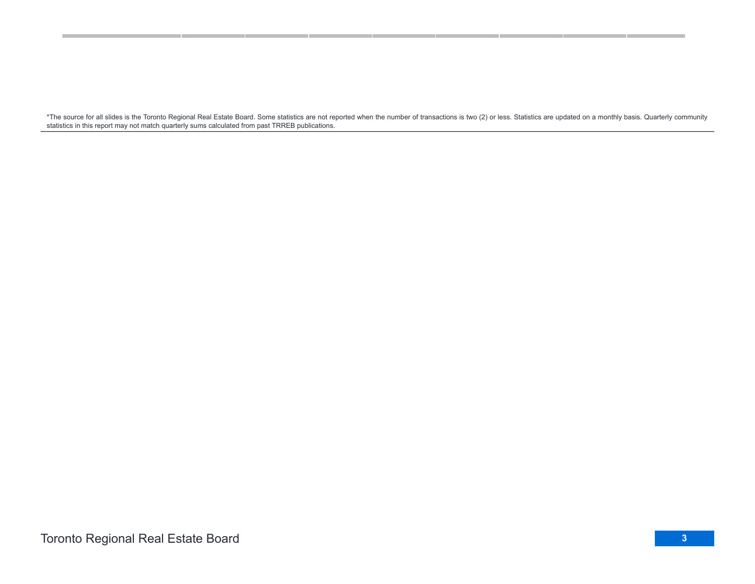*The source for all slides is the Toronto Regional Real Estate Board. Some statistics are not reported when the number of transactions is two (2) or less. Statistics are updated on a monthly basis. Quarterly community statistics in this report may not match quarterly sums calculated from past TRREB publications.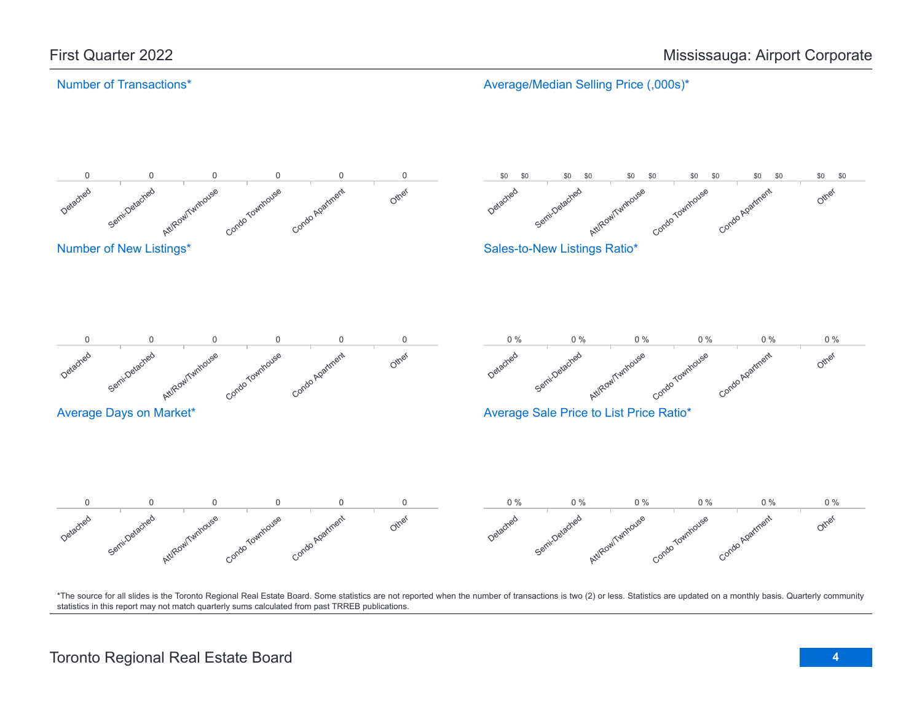## First Quarter 2022

## Mississauga: Airport Corporate

### Number of Transactions*

| Detached | Semi-Detached | Att/Row/Twnhouse | Condo Townhouse | Condo Apartment | Other |
|---|---|---|---|---|---|
| 0 | 0 | 0 | 0 | 0 | 0 |

### Average/Median Selling Price (,000s)*

| | Detached | Semi-Detached | Att/Row/Twnhouse | Condo Townhouse | Condo Apartment | Other |
|---|---|---|---|---|---|---|
| Average | $0 | $0 | $0 | $0 | $0 | $0 |
| Median | $0 | $0 | $0 | $0 | $0 | $0 |

### Number of New Listings*

| Detached | Semi-Detached | Att/Row/Twnhouse | Condo Townhouse | Condo Apartment | Other |
|---|---|---|---|---|---|
| 0 | 0 | 0 | 0 | 0 | 0 |

### Sales-to-New Listings Ratio*

| Detached | Semi-Detached | Att/Row/Twnhouse | Condo Townhouse | Condo Apartment | Other |
|---|---|---|---|---|---|
| 0 % | 0 % | 0 % | 0 % | 0 % | 0 % |

### Average Days on Market*

| Detached | Semi-Detached | Att/Row/Twnhouse | Condo Townhouse | Condo Apartment | Other |
|---|---|---|---|---|---|
| 0 | 0 | 0 | 0 | 0 | 0 |

### Average Sale Price to List Price Ratio*

| Detached | Semi-Detached | Att/Row/Twnhouse | Condo Townhouse | Condo Apartment | Other |
|---|---|---|---|---|---|
| 0 % | 0 % | 0 % | 0 % | 0 % | 0 % |

*The source for all slides is the Toronto Regional Real Estate Board. Some statistics are not reported when the number of transactions is two (2) or less. Statistics are updated on a monthly basis. Quarterly community statistics in this report may not match quarterly sums calculated from past TRREB publications.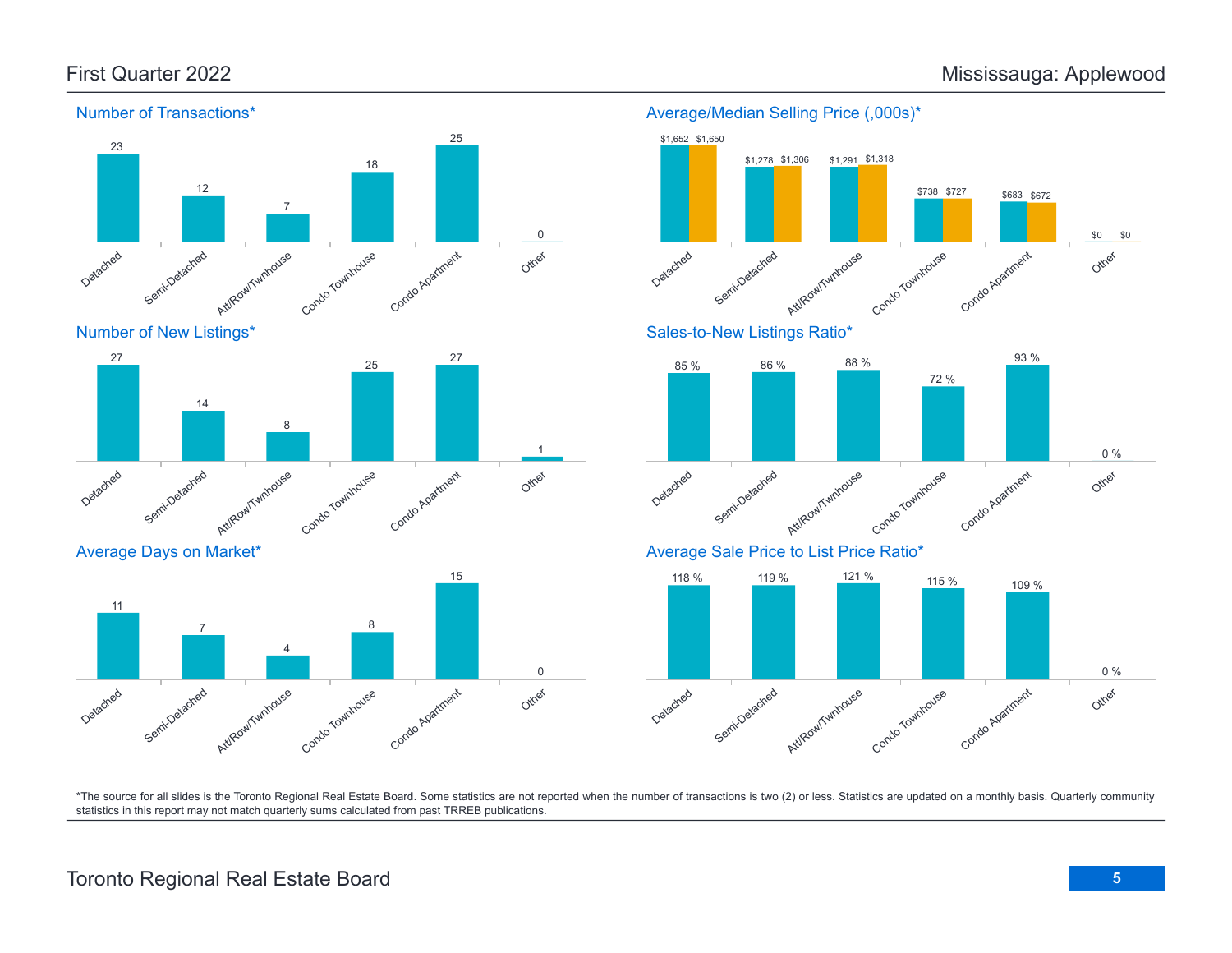## First Quarter 2022 — Mississauga: Applewood

### Number of Transactions*

| Detached | Semi-Detached | Att/Row/Twnhouse | Condo Townhouse | Condo Apartment | Other |
|---|---|---|---|---|---|
| 23 | 12 | 7 | 18 | 25 | 0 |

### Average/Median Selling Price (,000s)*

| | Detached | Semi-Detached | Att/Row/Twnhouse | Condo Townhouse | Condo Apartment | Other |
|---|---|---|---|---|---|---|
| Average | $1,652 | $1,278 | $1,291 | $738 | $683 | $0 |
| Median | $1,650 | $1,306 | $1,318 | $727 | $672 | $0 |

### Number of New Listings*

| Detached | Semi-Detached | Att/Row/Twnhouse | Condo Townhouse | Condo Apartment | Other |
|---|---|---|---|---|---|
| 27 | 14 | 8 | 25 | 27 | 1 |

### Sales-to-New Listings Ratio*

| Detached | Semi-Detached | Att/Row/Twnhouse | Condo Townhouse | Condo Apartment | Other |
|---|---|---|---|---|---|
| 85 % | 86 % | 88 % | 72 % | 93 % | 0 % |

### Average Days on Market*

| Detached | Semi-Detached | Att/Row/Twnhouse | Condo Townhouse | Condo Apartment | Other |
|---|---|---|---|---|---|
| 11 | 7 | 4 | 8 | 15 | 0 |

### Average Sale Price to List Price Ratio*

| Detached | Semi-Detached | Att/Row/Twnhouse | Condo Townhouse | Condo Apartment | Other |
|---|---|---|---|---|---|
| 118 % | 119 % | 121 % | 115 % | 109 % | 0 % |

*The source for all slides is the Toronto Regional Real Estate Board. Some statistics are not reported when the number of transactions is two (2) or less. Statistics are updated on a monthly basis. Quarterly community statistics in this report may not match quarterly sums calculated from past TRREB publications.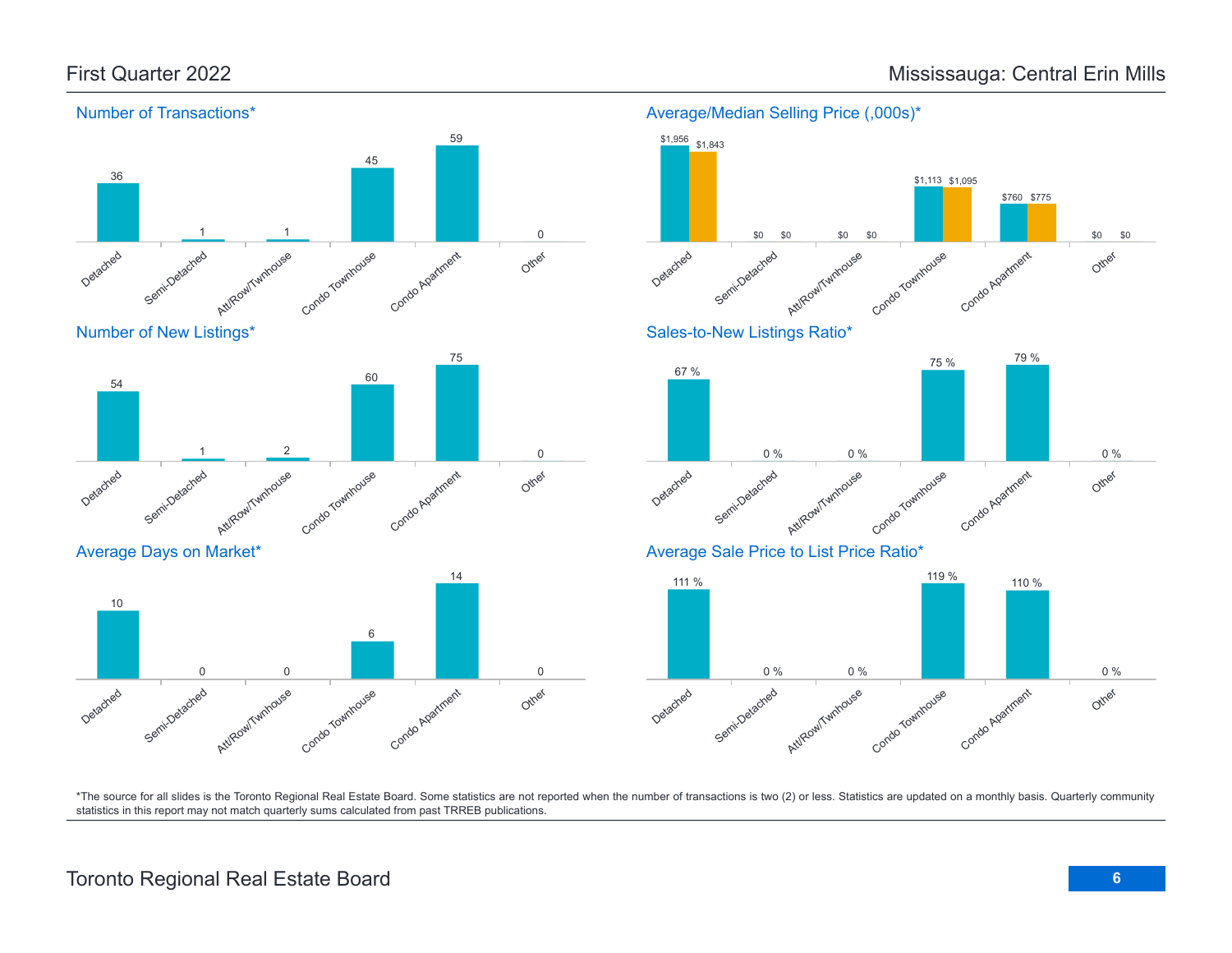# First Quarter 2022

# Mississauga: Central Erin Mills

## Number of Transactions*

| Detached | Semi-Detached | Att/Row/Twnhouse | Condo Townhouse | Condo Apartment | Other |
|---|---|---|---|---|---|
| 36 | 1 | 1 | 45 | 59 | 0 |

## Average/Median Selling Price (,000s)*

| | Detached | Semi-Detached | Att/Row/Twnhouse | Condo Townhouse | Condo Apartment | Other |
|---|---|---|---|---|---|---|
| Average | $1,956 | $0 | $0 | $1,113 | $760 | $0 |
| Median | $1,843 | $0 | $0 | $1,095 | $775 | $0 |

## Number of New Listings*

| Detached | Semi-Detached | Att/Row/Twnhouse | Condo Townhouse | Condo Apartment | Other |
|---|---|---|---|---|---|
| 54 | 1 | 2 | 60 | 75 | 0 |

## Sales-to-New Listings Ratio*

| Detached | Semi-Detached | Att/Row/Twnhouse | Condo Townhouse | Condo Apartment | Other |
|---|---|---|---|---|---|
| 67 % | 0 % | 0 % | 75 % | 79 % | 0 % |

## Average Days on Market*

| Detached | Semi-Detached | Att/Row/Twnhouse | Condo Townhouse | Condo Apartment | Other |
|---|---|---|---|---|---|
| 10 | 0 | 0 | 6 | 14 | 0 |

## Average Sale Price to List Price Ratio*

| Detached | Semi-Detached | Att/Row/Twnhouse | Condo Townhouse | Condo Apartment | Other |
|---|---|---|---|---|---|
| 111 % | 0 % | 0 % | 119 % | 110 % | 0 % |

*The source for all slides is the Toronto Regional Real Estate Board. Some statistics are not reported when the number of transactions is two (2) or less. Statistics are updated on a monthly basis. Quarterly community statistics in this report may not match quarterly sums calculated from past TRREB publications.

Toronto Regional Real Estate Board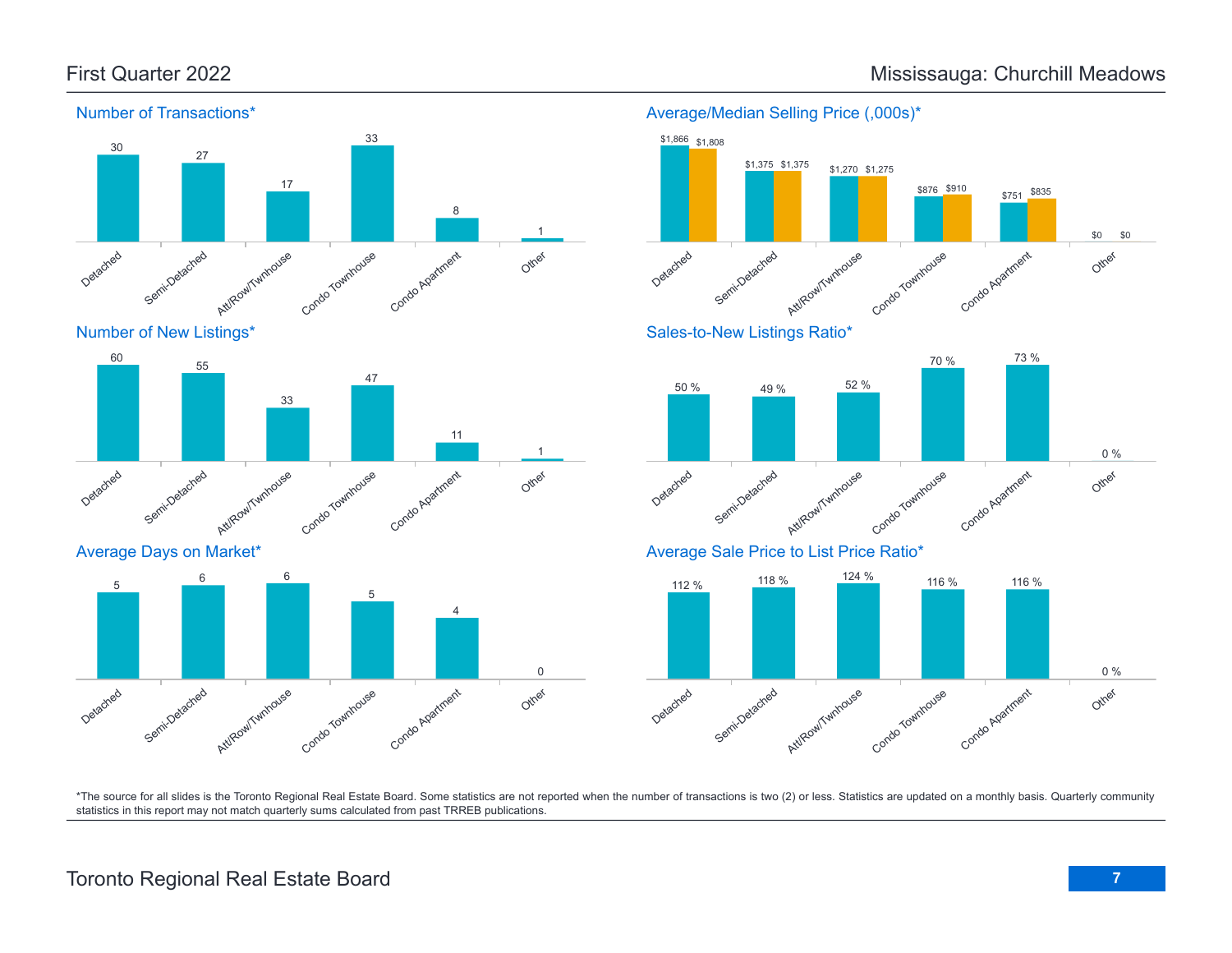# First Quarter 2022 — Mississauga: Churchill Meadows

## Number of Transactions*

| Detached | Semi-Detached | Att/Row/Twnhouse | Condo Townhouse | Condo Apartment | Other |
|---|---|---|---|---|---|
| 30 | 27 | 17 | 33 | 8 | 1 |

## Average/Median Selling Price (,000s)*

| | Detached | Semi-Detached | Att/Row/Twnhouse | Condo Townhouse | Condo Apartment | Other |
|---|---|---|---|---|---|---|
| Average | $1,866 | $1,375 | $1,270 | $876 | $751 | $0 |
| Median | $1,808 | $1,375 | $1,275 | $910 | $835 | $0 |

## Number of New Listings*

| Detached | Semi-Detached | Att/Row/Twnhouse | Condo Townhouse | Condo Apartment | Other |
|---|---|---|---|---|---|
| 60 | 55 | 33 | 47 | 11 | 1 |

## Sales-to-New Listings Ratio*

| Detached | Semi-Detached | Att/Row/Twnhouse | Condo Townhouse | Condo Apartment | Other |
|---|---|---|---|---|---|
| 50 % | 49 % | 52 % | 70 % | 73 % | 0 % |

## Average Days on Market*

| Detached | Semi-Detached | Att/Row/Twnhouse | Condo Townhouse | Condo Apartment | Other |
|---|---|---|---|---|---|
| 5 | 6 | 6 | 5 | 4 | 0 |

## Average Sale Price to List Price Ratio*

| Detached | Semi-Detached | Att/Row/Twnhouse | Condo Townhouse | Condo Apartment | Other |
|---|---|---|---|---|---|
| 112 % | 118 % | 124 % | 116 % | 116 % | 0 % |

*The source for all slides is the Toronto Regional Real Estate Board. Some statistics are not reported when the number of transactions is two (2) or less. Statistics are updated on a monthly basis. Quarterly community statistics in this report may not match quarterly sums calculated from past TRREB publications.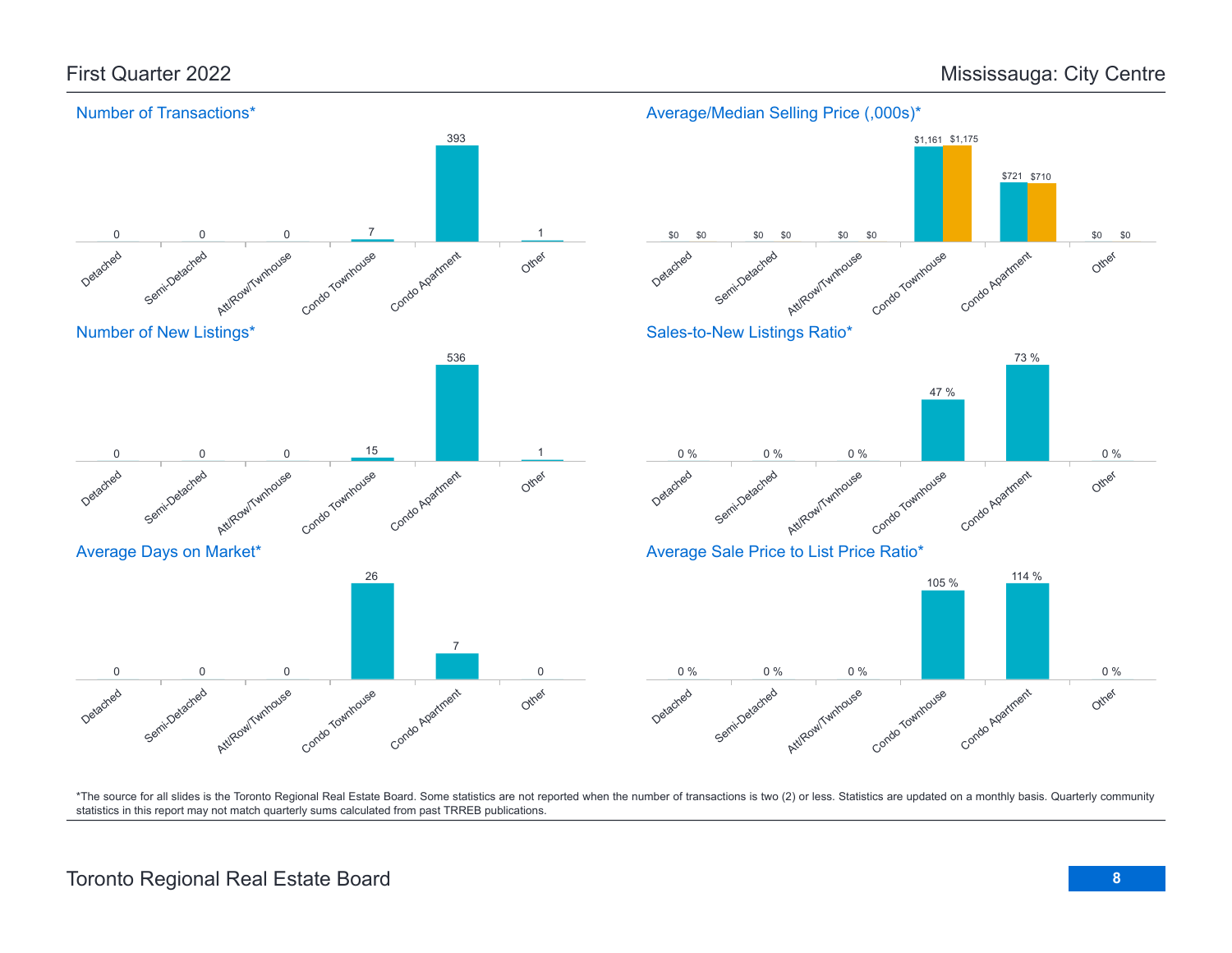# First Quarter 2022 — Mississauga: City Centre

## Number of Transactions*

| Detached | Semi-Detached | Att/Row/Twnhouse | Condo Townhouse | Condo Apartment | Other |
|---|---|---|---|---|---|
| 0 | 0 | 0 | 7 | 393 | 1 |

## Average/Median Selling Price (,000s)*

| | Detached | Semi-Detached | Att/Row/Twnhouse | Condo Townhouse | Condo Apartment | Other |
|---|---|---|---|---|---|---|
| Average | $0 | $0 | $0 | $1,161 | $721 | $0 |
| Median | $0 | $0 | $0 | $1,175 | $710 | $0 |

## Number of New Listings*

| Detached | Semi-Detached | Att/Row/Twnhouse | Condo Townhouse | Condo Apartment | Other |
|---|---|---|---|---|---|
| 0 | 0 | 0 | 15 | 536 | 1 |

## Sales-to-New Listings Ratio*

| Detached | Semi-Detached | Att/Row/Twnhouse | Condo Townhouse | Condo Apartment | Other |
|---|---|---|---|---|---|
| 0 % | 0 % | 0 % | 47 % | 73 % | 0 % |

## Average Days on Market*

| Detached | Semi-Detached | Att/Row/Twnhouse | Condo Townhouse | Condo Apartment | Other |
|---|---|---|---|---|---|
| 0 | 0 | 0 | 26 | 7 | 0 |

## Average Sale Price to List Price Ratio*

| Detached | Semi-Detached | Att/Row/Twnhouse | Condo Townhouse | Condo Apartment | Other |
|---|---|---|---|---|---|
| 0 % | 0 % | 0 % | 105 % | 114 % | 0 % |

*The source for all slides is the Toronto Regional Real Estate Board. Some statistics are not reported when the number of transactions is two (2) or less. Statistics are updated on a monthly basis. Quarterly community statistics in this report may not match quarterly sums calculated from past TRREB publications.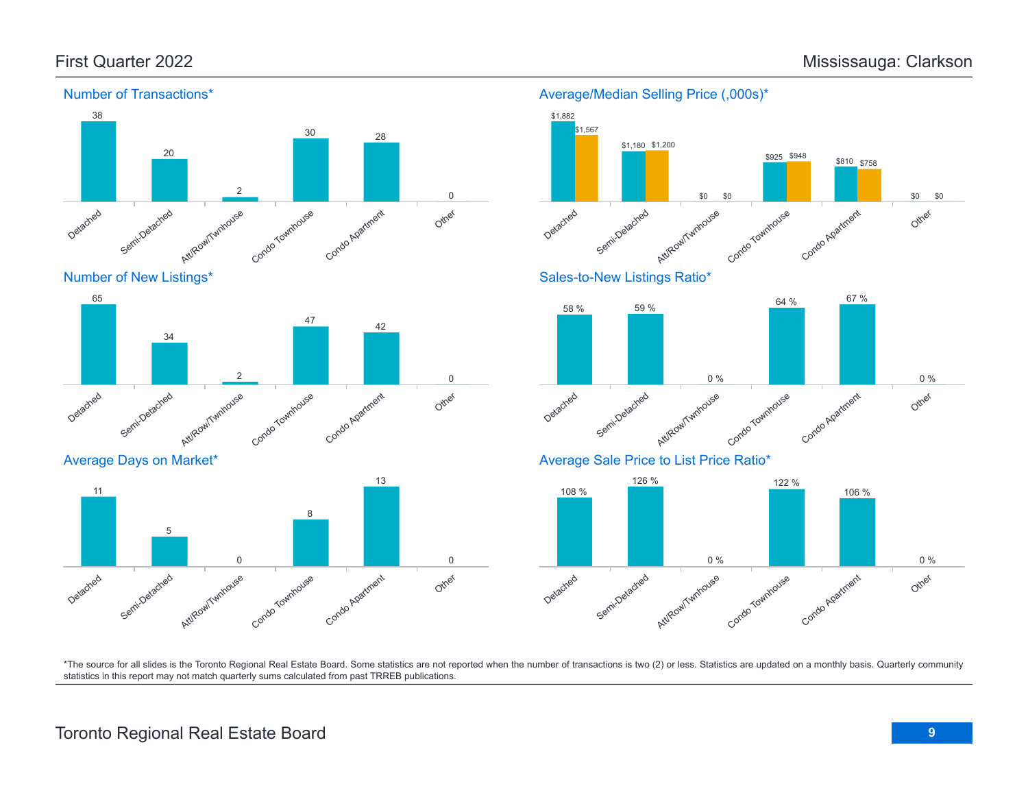## First Quarter 2022

## Mississauga: Clarkson

### Number of Transactions*

| Detached | Semi-Detached | Att/Row/Twnhouse | Condo Townhouse | Condo Apartment | Other |
|---|---|---|---|---|---|
| 38 | 20 | 2 | 30 | 28 | 0 |

### Average/Median Selling Price (,000s)*

| | Detached | Semi-Detached | Att/Row/Twnhouse | Condo Townhouse | Condo Apartment | Other |
|---|---|---|---|---|---|---|
| Average | $1,882 | $1,180 | $0 | $925 | $810 | $0 |
| Median | $1,567 | $1,200 | $0 | $948 | $758 | $0 |

### Number of New Listings*

| Detached | Semi-Detached | Att/Row/Twnhouse | Condo Townhouse | Condo Apartment | Other |
|---|---|---|---|---|---|
| 65 | 34 | 2 | 47 | 42 | 0 |

### Sales-to-New Listings Ratio*

| Detached | Semi-Detached | Att/Row/Twnhouse | Condo Townhouse | Condo Apartment | Other |
|---|---|---|---|---|---|
| 58 % | 59 % | 0 % | 64 % | 67 % | 0 % |

### Average Days on Market*

| Detached | Semi-Detached | Att/Row/Twnhouse | Condo Townhouse | Condo Apartment | Other |
|---|---|---|---|---|---|
| 11 | 5 | 0 | 8 | 13 | 0 |

### Average Sale Price to List Price Ratio*

| Detached | Semi-Detached | Att/Row/Twnhouse | Condo Townhouse | Condo Apartment | Other |
|---|---|---|---|---|---|
| 108 % | 126 % | 0 % | 122 % | 106 % | 0 % |

*The source for all slides is the Toronto Regional Real Estate Board. Some statistics are not reported when the number of transactions is two (2) or less. Statistics are updated on a monthly basis. Quarterly community statistics in this report may not match quarterly sums calculated from past TRREB publications.

Toronto Regional Real Estate Board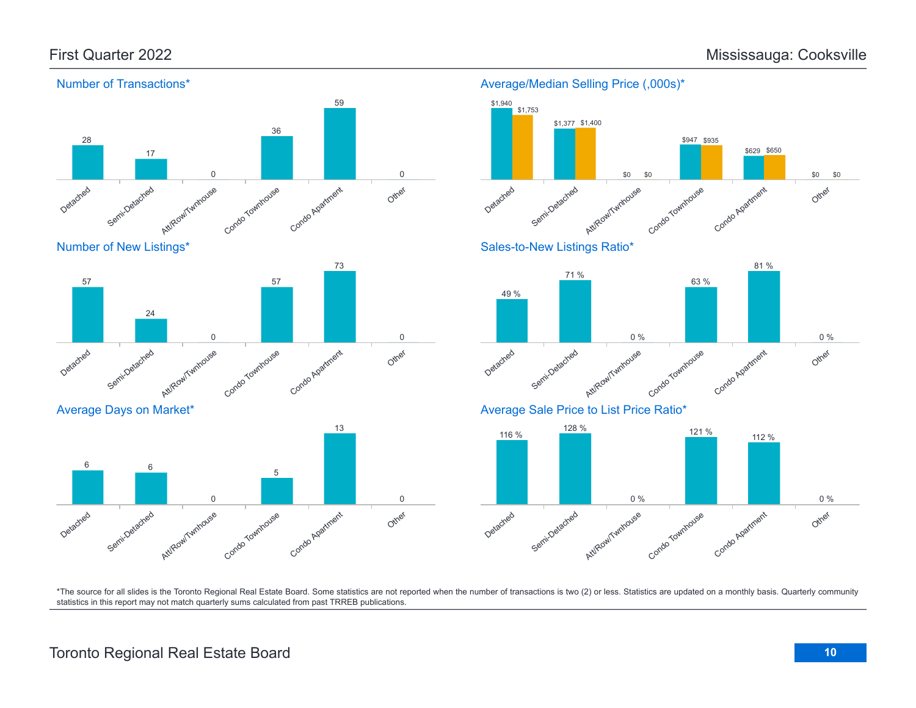# First Quarter 2022

# Mississauga: Cooksville

### Number of Transactions*

| Detached | Semi-Detached | Att/Row/Twnhouse | Condo Townhouse | Condo Apartment | Other |
|---|---|---|---|---|---|
| 28 | 17 | 0 | 36 | 59 | 0 |

### Average/Median Selling Price (,000s)*

| | Detached | Semi-Detached | Att/Row/Twnhouse | Condo Townhouse | Condo Apartment | Other |
|---|---|---|---|---|---|---|
| Average | $1,940 | $1,377 | $0 | $947 | $629 | $0 |
| Median | $1,753 | $1,400 | $0 | $935 | $650 | $0 |

### Number of New Listings*

| Detached | Semi-Detached | Att/Row/Twnhouse | Condo Townhouse | Condo Apartment | Other |
|---|---|---|---|---|---|
| 57 | 24 | 0 | 57 | 73 | 0 |

### Sales-to-New Listings Ratio*

| Detached | Semi-Detached | Att/Row/Twnhouse | Condo Townhouse | Condo Apartment | Other |
|---|---|---|---|---|---|
| 49 % | 71 % | 0 % | 63 % | 81 % | 0 % |

### Average Days on Market*

| Detached | Semi-Detached | Att/Row/Twnhouse | Condo Townhouse | Condo Apartment | Other |
|---|---|---|---|---|---|
| 6 | 6 | 0 | 5 | 13 | 0 |

### Average Sale Price to List Price Ratio*

| Detached | Semi-Detached | Att/Row/Twnhouse | Condo Townhouse | Condo Apartment | Other |
|---|---|---|---|---|---|
| 116 % | 128 % | 0 % | 121 % | 112 % | 0 % |

*The source for all slides is the Toronto Regional Real Estate Board. Some statistics are not reported when the number of transactions is two (2) or less. Statistics are updated on a monthly basis. Quarterly community statistics in this report may not match quarterly sums calculated from past TRREB publications.

Toronto Regional Real Estate Board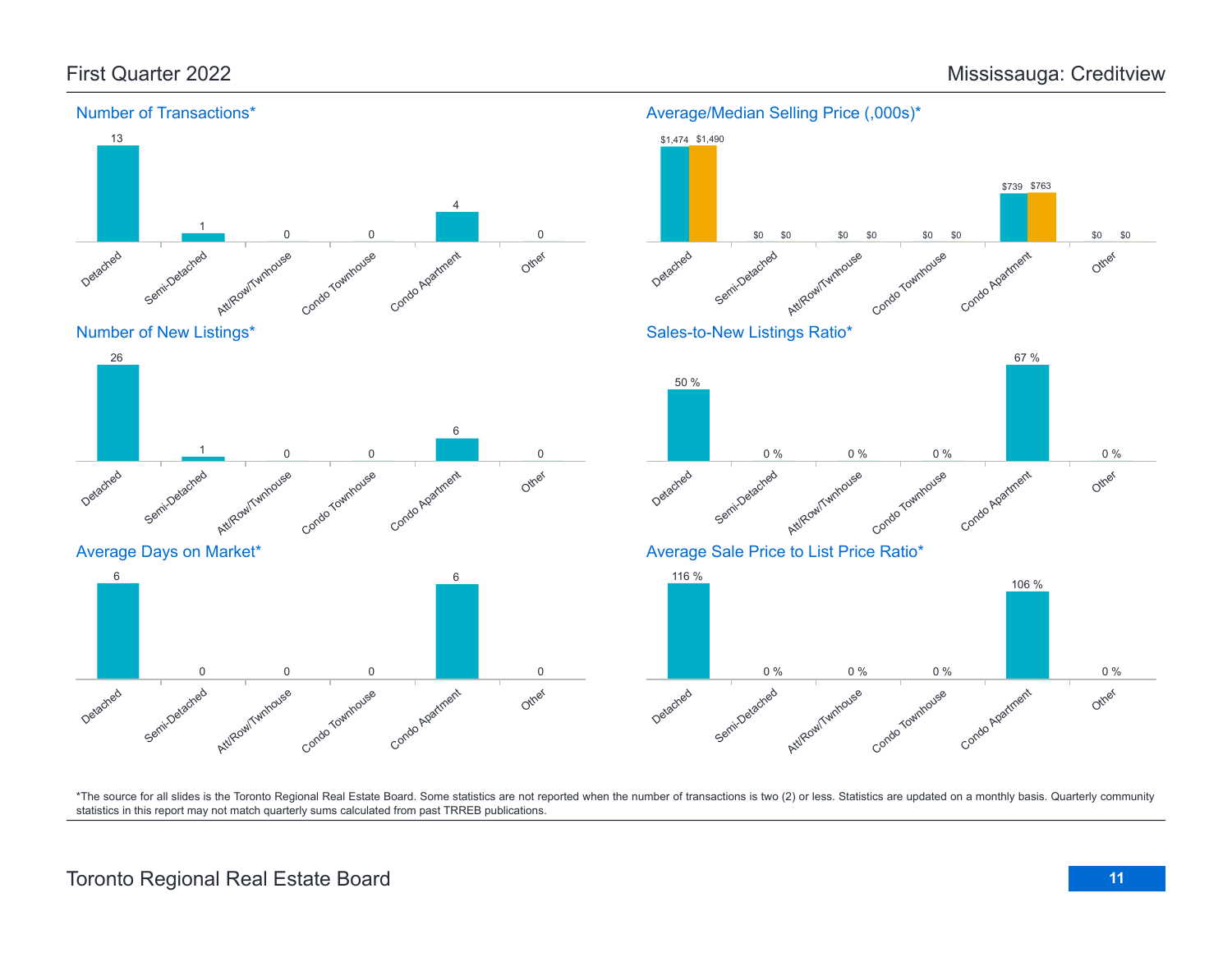First Quarter 2022

# Mississauga: Creditview

## Number of Transactions*

| Detached | Semi-Detached | Att/Row/Twnhouse | Condo Townhouse | Condo Apartment | Other |
|---|---|---|---|---|---|
| 13 | 1 | 0 | 0 | 4 | 0 |

## Average/Median Selling Price (,000s)*

| | Detached | Semi-Detached | Att/Row/Twnhouse | Condo Townhouse | Condo Apartment | Other |
|---|---|---|---|---|---|---|
| Average | $1,474 | $0 | $0 | $0 | $739 | $0 |
| Median | $1,490 | $0 | $0 | $0 | $763 | $0 |

## Number of New Listings*

| Detached | Semi-Detached | Att/Row/Twnhouse | Condo Townhouse | Condo Apartment | Other |
|---|---|---|---|---|---|
| 26 | 1 | 0 | 0 | 6 | 0 |

## Sales-to-New Listings Ratio*

| Detached | Semi-Detached | Att/Row/Twnhouse | Condo Townhouse | Condo Apartment | Other |
|---|---|---|---|---|---|
| 50 % | 0 % | 0 % | 0 % | 67 % | 0 % |

## Average Days on Market*

| Detached | Semi-Detached | Att/Row/Twnhouse | Condo Townhouse | Condo Apartment | Other |
|---|---|---|---|---|---|
| 6 | 0 | 0 | 0 | 6 | 0 |

## Average Sale Price to List Price Ratio*

| Detached | Semi-Detached | Att/Row/Twnhouse | Condo Townhouse | Condo Apartment | Other |
|---|---|---|---|---|---|
| 116 % | 0 % | 0 % | 0 % | 106 % | 0 % |

*The source for all slides is the Toronto Regional Real Estate Board. Some statistics are not reported when the number of transactions is two (2) or less. Statistics are updated on a monthly basis. Quarterly community statistics in this report may not match quarterly sums calculated from past TRREB publications.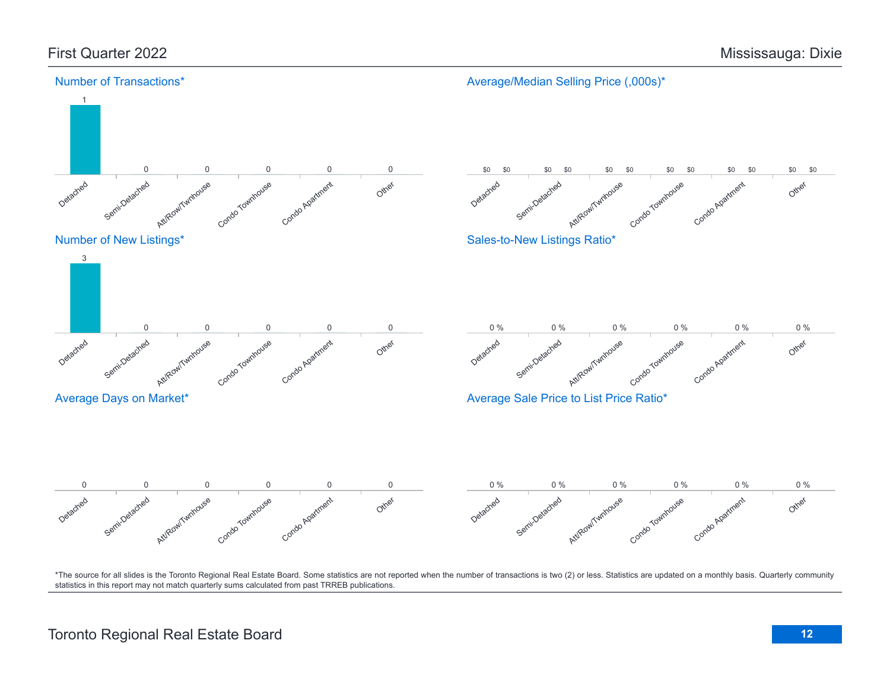# First Quarter 2022 — Mississauga: Dixie

## Number of Transactions*

| Detached | Semi-Detached | Att/Row/Twnhouse | Condo Townhouse | Condo Apartment | Other |
|---|---|---|---|---|---|
| 1 | 0 | 0 | 0 | 0 | 0 |

## Average/Median Selling Price (,000s)*

| | Detached | Semi-Detached | Att/Row/Twnhouse | Condo Townhouse | Condo Apartment | Other |
|---|---|---|---|---|---|---|
| Average | $0 | $0 | $0 | $0 | $0 | $0 |
| Median | $0 | $0 | $0 | $0 | $0 | $0 |

## Number of New Listings*

| Detached | Semi-Detached | Att/Row/Twnhouse | Condo Townhouse | Condo Apartment | Other |
|---|---|---|---|---|---|
| 3 | 0 | 0 | 0 | 0 | 0 |

## Sales-to-New Listings Ratio*

| Detached | Semi-Detached | Att/Row/Twnhouse | Condo Townhouse | Condo Apartment | Other |
|---|---|---|---|---|---|
| 0 % | 0 % | 0 % | 0 % | 0 % | 0 % |

## Average Days on Market*

| Detached | Semi-Detached | Att/Row/Twnhouse | Condo Townhouse | Condo Apartment | Other |
|---|---|---|---|---|---|
| 0 | 0 | 0 | 0 | 0 | 0 |

## Average Sale Price to List Price Ratio*

| Detached | Semi-Detached | Att/Row/Twnhouse | Condo Townhouse | Condo Apartment | Other |
|---|---|---|---|---|---|
| 0 % | 0 % | 0 % | 0 % | 0 % | 0 % |

*The source for all slides is the Toronto Regional Real Estate Board. Some statistics are not reported when the number of transactions is two (2) or less. Statistics are updated on a monthly basis. Quarterly community statistics in this report may not match quarterly sums calculated from past TRREB publications.

Toronto Regional Real Estate Board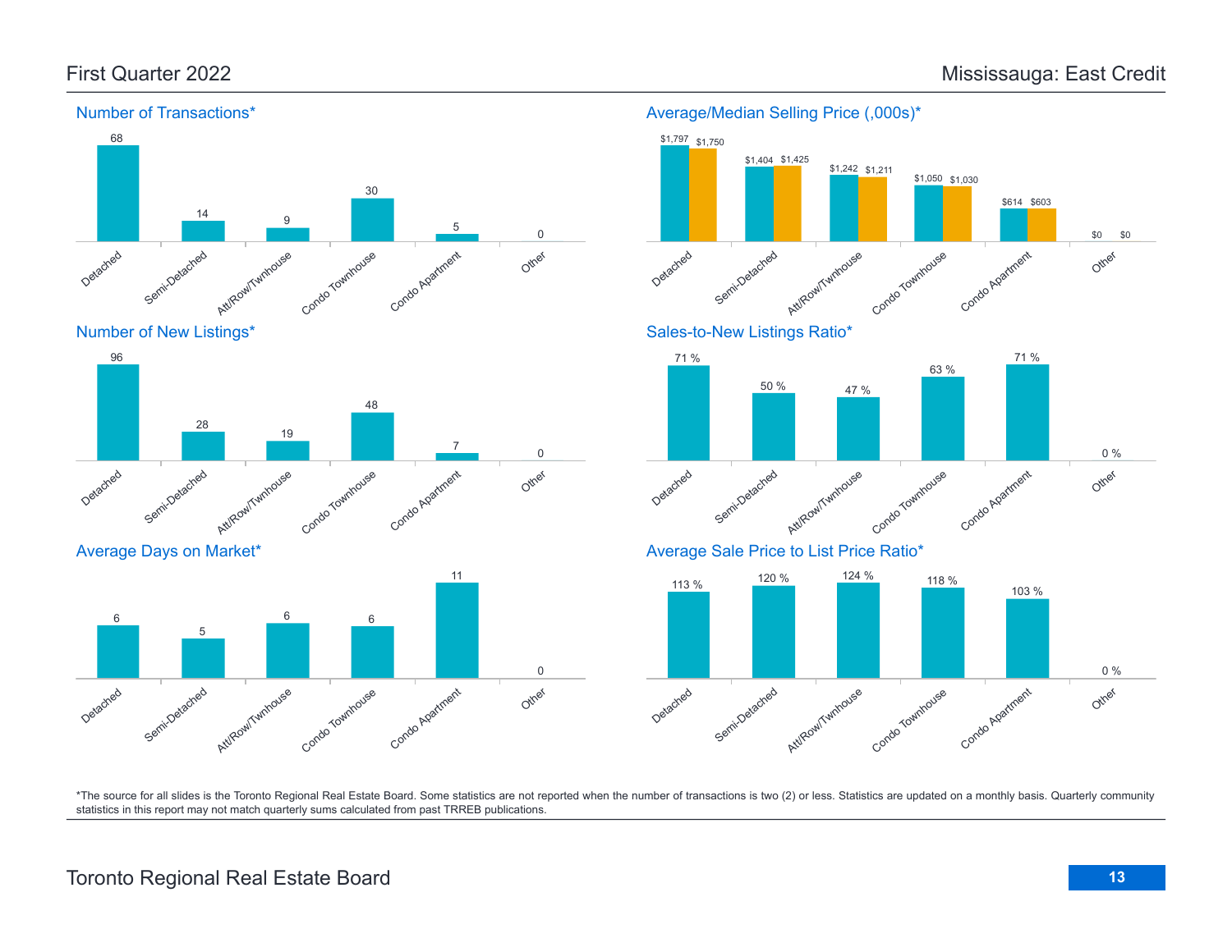# First Quarter 2022 — Mississauga: East Credit

## Number of Transactions*

| Detached | Semi-Detached | Att/Row/Twnhouse | Condo Townhouse | Condo Apartment | Other |
|---|---|---|---|---|---|
| 68 | 14 | 9 | 30 | 5 | 0 |

## Average/Median Selling Price (,000s)*

| | Detached | Semi-Detached | Att/Row/Twnhouse | Condo Townhouse | Condo Apartment | Other |
|---|---|---|---|---|---|---|
| Average | $1,797 | $1,404 | $1,242 | $1,050 | $614 | $0 |
| Median | $1,750 | $1,425 | $1,211 | $1,030 | $603 | $0 |

## Number of New Listings*

| Detached | Semi-Detached | Att/Row/Twnhouse | Condo Townhouse | Condo Apartment | Other |
|---|---|---|---|---|---|
| 96 | 28 | 19 | 48 | 7 | 0 |

## Sales-to-New Listings Ratio*

| Detached | Semi-Detached | Att/Row/Twnhouse | Condo Townhouse | Condo Apartment | Other |
|---|---|---|---|---|---|
| 71 % | 50 % | 47 % | 63 % | 71 % | 0 % |

## Average Days on Market*

| Detached | Semi-Detached | Att/Row/Twnhouse | Condo Townhouse | Condo Apartment | Other |
|---|---|---|---|---|---|
| 6 | 5 | 6 | 6 | 11 | 0 |

## Average Sale Price to List Price Ratio*

| Detached | Semi-Detached | Att/Row/Twnhouse | Condo Townhouse | Condo Apartment | Other |
|---|---|---|---|---|---|
| 113 % | 120 % | 124 % | 118 % | 103 % | 0 % |

*The source for all slides is the Toronto Regional Real Estate Board. Some statistics are not reported when the number of transactions is two (2) or less. Statistics are updated on a monthly basis. Quarterly community statistics in this report may not match quarterly sums calculated from past TRREB publications.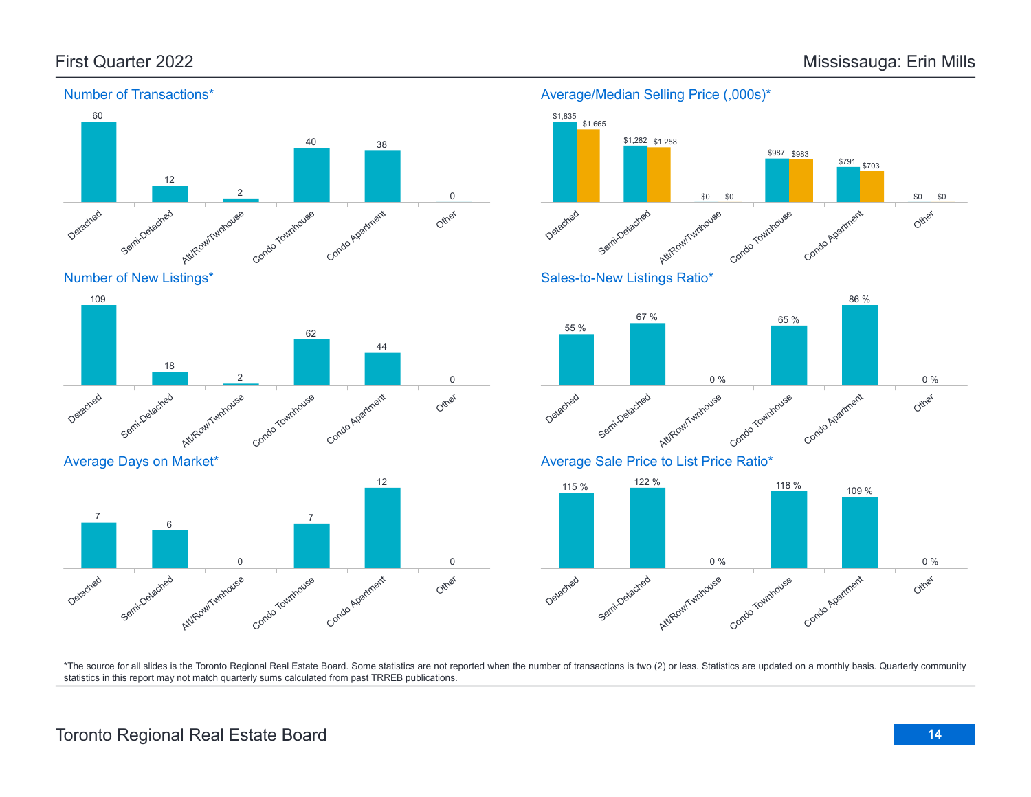# First Quarter 2022 — Mississauga: Erin Mills

## Number of Transactions*

| Detached | Semi-Detached | Att/Row/Twnhouse | Condo Townhouse | Condo Apartment | Other |
|---|---|---|---|---|---|
| 60 | 12 | 2 | 40 | 38 | 0 |

## Average/Median Selling Price (,000s)*

| | Detached | Semi-Detached | Att/Row/Twnhouse | Condo Townhouse | Condo Apartment | Other |
|---|---|---|---|---|---|---|
| Average | $1,835 | $1,282 | $0 | $987 | $791 | $0 |
| Median | $1,665 | $1,258 | $0 | $983 | $703 | $0 |

## Number of New Listings*

| Detached | Semi-Detached | Att/Row/Twnhouse | Condo Townhouse | Condo Apartment | Other |
|---|---|---|---|---|---|
| 109 | 18 | 2 | 62 | 44 | 0 |

## Sales-to-New Listings Ratio*

| Detached | Semi-Detached | Att/Row/Twnhouse | Condo Townhouse | Condo Apartment | Other |
|---|---|---|---|---|---|
| 55 % | 67 % | 0 % | 65 % | 86 % | 0 % |

## Average Days on Market*

| Detached | Semi-Detached | Att/Row/Twnhouse | Condo Townhouse | Condo Apartment | Other |
|---|---|---|---|---|---|
| 7 | 6 | 0 | 7 | 12 | 0 |

## Average Sale Price to List Price Ratio*

| Detached | Semi-Detached | Att/Row/Twnhouse | Condo Townhouse | Condo Apartment | Other |
|---|---|---|---|---|---|
| 115 % | 122 % | 0 % | 118 % | 109 % | 0 % |

*The source for all slides is the Toronto Regional Real Estate Board. Some statistics are not reported when the number of transactions is two (2) or less. Statistics are updated on a monthly basis. Quarterly community statistics in this report may not match quarterly sums calculated from past TRREB publications.

Toronto Regional Real Estate Board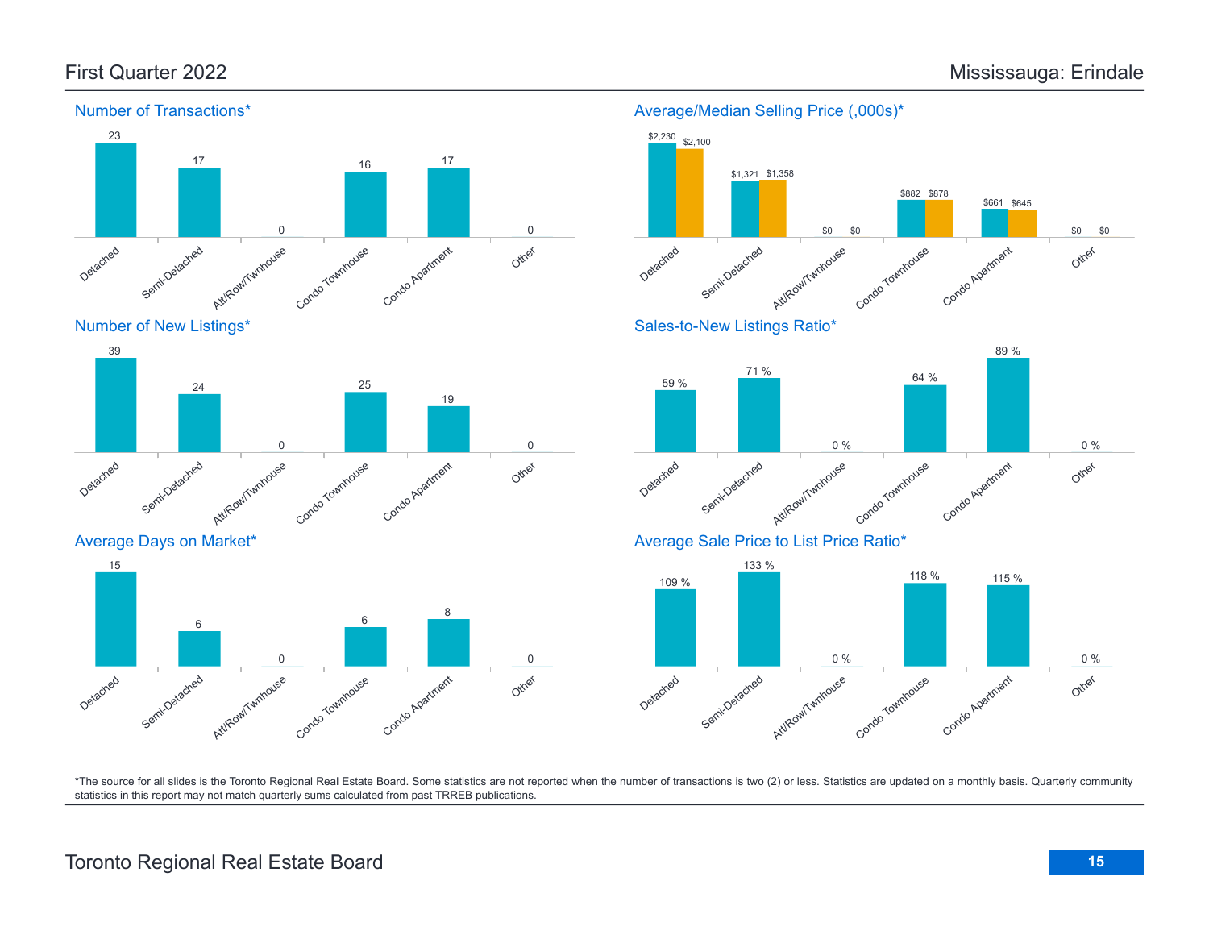# First Quarter 2022 — Mississauga: Erindale

## Number of Transactions*

| Detached | Semi-Detached | Att/Row/Twnhouse | Condo Townhouse | Condo Apartment | Other |
| --- | --- | --- | --- | --- | --- |
| 23 | 17 | 0 | 16 | 17 | 0 |

## Average/Median Selling Price (,000s)*

| | Detached | Semi-Detached | Att/Row/Twnhouse | Condo Townhouse | Condo Apartment | Other |
| --- | --- | --- | --- | --- | --- | --- |
| Average | $2,230 | $1,321 | $0 | $882 | $661 | $0 |
| Median | $2,100 | $1,358 | $0 | $878 | $645 | $0 |

## Number of New Listings*

| Detached | Semi-Detached | Att/Row/Twnhouse | Condo Townhouse | Condo Apartment | Other |
| --- | --- | --- | --- | --- | --- |
| 39 | 24 | 0 | 25 | 19 | 0 |

## Sales-to-New Listings Ratio*

| Detached | Semi-Detached | Att/Row/Twnhouse | Condo Townhouse | Condo Apartment | Other |
| --- | --- | --- | --- | --- | --- |
| 59 % | 71 % | 0 % | 64 % | 89 % | 0 % |

## Average Days on Market*

| Detached | Semi-Detached | Att/Row/Twnhouse | Condo Townhouse | Condo Apartment | Other |
| --- | --- | --- | --- | --- | --- |
| 15 | 6 | 0 | 6 | 8 | 0 |

## Average Sale Price to List Price Ratio*

| Detached | Semi-Detached | Att/Row/Twnhouse | Condo Townhouse | Condo Apartment | Other |
| --- | --- | --- | --- | --- | --- |
| 109 % | 133 % | 0 % | 118 % | 115 % | 0 % |

*The source for all slides is the Toronto Regional Real Estate Board. Some statistics are not reported when the number of transactions is two (2) or less. Statistics are updated on a monthly basis. Quarterly community statistics in this report may not match quarterly sums calculated from past TRREB publications.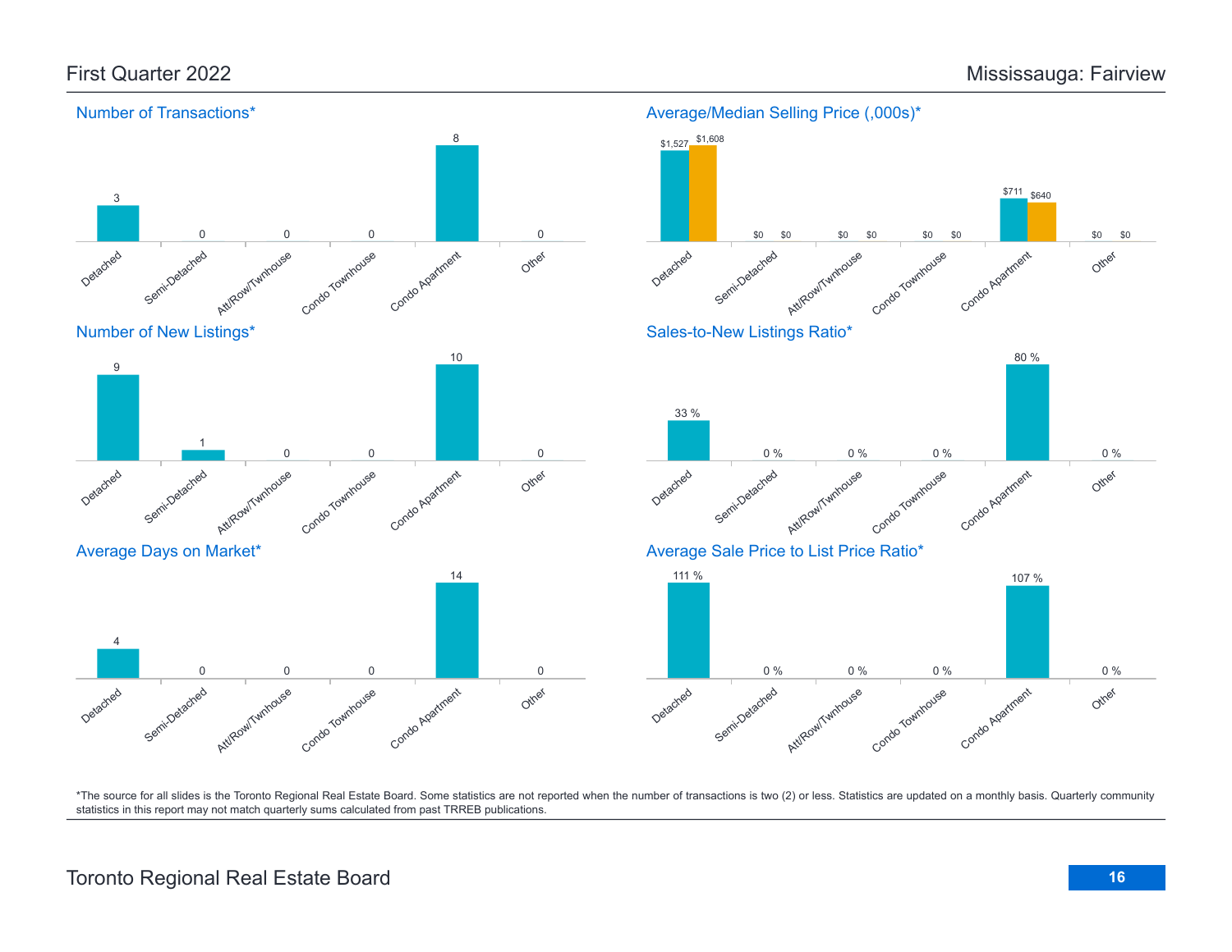## First Quarter 2022

## Mississauga: Fairview

### Number of Transactions*

| Detached | Semi-Detached | Att/Row/Twnhouse | Condo Townhouse | Condo Apartment | Other |
|---|---|---|---|---|---|
| 3 | 0 | 0 | 0 | 8 | 0 |

### Average/Median Selling Price (,000s)*

| | Detached | Semi-Detached | Att/Row/Twnhouse | Condo Townhouse | Condo Apartment | Other |
|---|---|---|---|---|---|---|
| Average | $1,527 | $0 | $0 | $0 | $711 | $0 |
| Median | $1,608 | $0 | $0 | $0 | $640 | $0 |

### Number of New Listings*

| Detached | Semi-Detached | Att/Row/Twnhouse | Condo Townhouse | Condo Apartment | Other |
|---|---|---|---|---|---|
| 9 | 1 | 0 | 0 | 10 | 0 |

### Sales-to-New Listings Ratio*

| Detached | Semi-Detached | Att/Row/Twnhouse | Condo Townhouse | Condo Apartment | Other |
|---|---|---|---|---|---|
| 33 % | 0 % | 0 % | 0 % | 80 % | 0 % |

### Average Days on Market*

| Detached | Semi-Detached | Att/Row/Twnhouse | Condo Townhouse | Condo Apartment | Other |
|---|---|---|---|---|---|
| 4 | 0 | 0 | 0 | 14 | 0 |

### Average Sale Price to List Price Ratio*

| Detached | Semi-Detached | Att/Row/Twnhouse | Condo Townhouse | Condo Apartment | Other |
|---|---|---|---|---|---|
| 111 % | 0 % | 0 % | 0 % | 107 % | 0 % |

*The source for all slides is the Toronto Regional Real Estate Board. Some statistics are not reported when the number of transactions is two (2) or less. Statistics are updated on a monthly basis. Quarterly community statistics in this report may not match quarterly sums calculated from past TRREB publications.

Toronto Regional Real Estate Board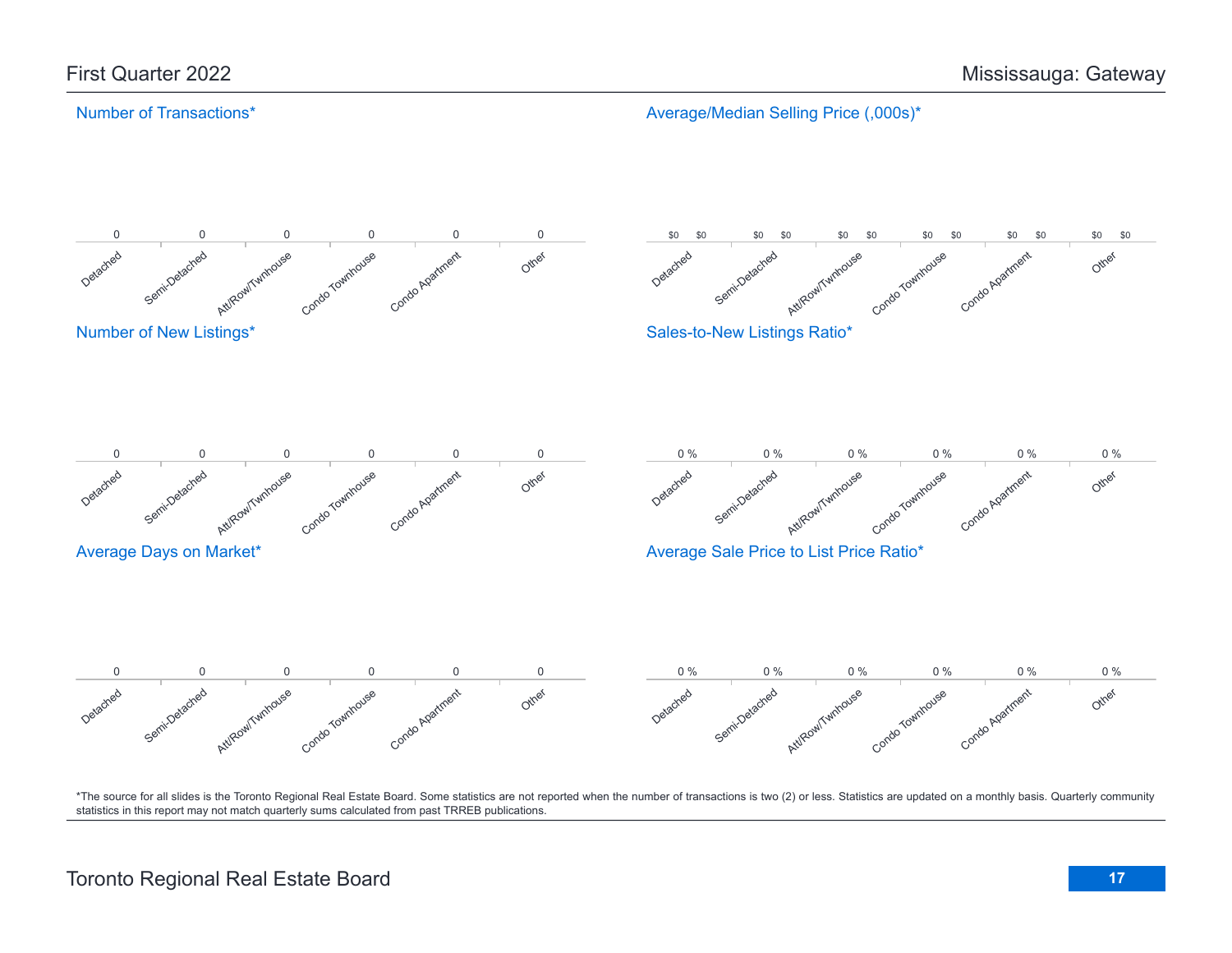# First Quarter 2022 — Mississauga: Gateway

## Number of Transactions*

| Detached | Semi-Detached | Att/Row/Twnhouse | Condo Townhouse | Condo Apartment | Other |
|---|---|---|---|---|---|
| 0 | 0 | 0 | 0 | 0 | 0 |

## Average/Median Selling Price (,000s)*

| | Detached | Semi-Detached | Att/Row/Twnhouse | Condo Townhouse | Condo Apartment | Other |
|---|---|---|---|---|---|---|
| Average | $0 | $0 | $0 | $0 | $0 | $0 |
| Median | $0 | $0 | $0 | $0 | $0 | $0 |

## Number of New Listings*

| Detached | Semi-Detached | Att/Row/Twnhouse | Condo Townhouse | Condo Apartment | Other |
|---|---|---|---|---|---|
| 0 | 0 | 0 | 0 | 0 | 0 |

## Sales-to-New Listings Ratio*

| Detached | Semi-Detached | Att/Row/Twnhouse | Condo Townhouse | Condo Apartment | Other |
|---|---|---|---|---|---|
| 0 % | 0 % | 0 % | 0 % | 0 % | 0 % |

## Average Days on Market*

| Detached | Semi-Detached | Att/Row/Twnhouse | Condo Townhouse | Condo Apartment | Other |
|---|---|---|---|---|---|
| 0 | 0 | 0 | 0 | 0 | 0 |

## Average Sale Price to List Price Ratio*

| Detached | Semi-Detached | Att/Row/Twnhouse | Condo Townhouse | Condo Apartment | Other |
|---|---|---|---|---|---|
| 0 % | 0 % | 0 % | 0 % | 0 % | 0 % |

*The source for all slides is the Toronto Regional Real Estate Board. Some statistics are not reported when the number of transactions is two (2) or less. Statistics are updated on a monthly basis. Quarterly community statistics in this report may not match quarterly sums calculated from past TRREB publications.

Toronto Regional Real Estate Board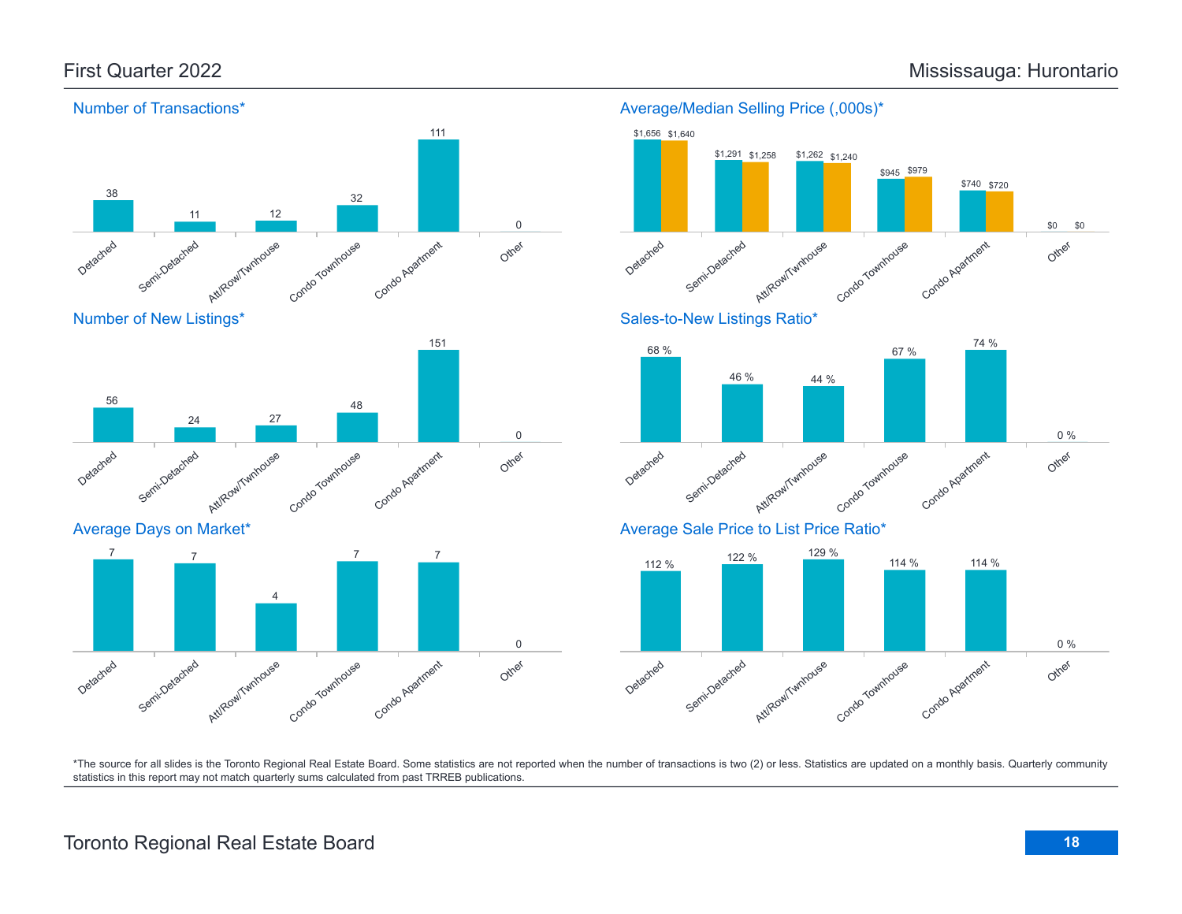# First Quarter 2022

# Mississauga: Hurontario

## Number of Transactions*

| Detached | Semi-Detached | Att/Row/Twnhouse | Condo Townhouse | Condo Apartment | Other |
|---|---|---|---|---|---|
| 38 | 11 | 12 | 32 | 111 | 0 |

## Average/Median Selling Price (,000s)*

| | Detached | Semi-Detached | Att/Row/Twnhouse | Condo Townhouse | Condo Apartment | Other |
|---|---|---|---|---|---|---|
| Average | $1,656 | $1,291 | $1,262 | $945 | $740 | $0 |
| Median | $1,640 | $1,258 | $1,240 | $979 | $720 | $0 |

## Number of New Listings*

| Detached | Semi-Detached | Att/Row/Twnhouse | Condo Townhouse | Condo Apartment | Other |
|---|---|---|---|---|---|
| 56 | 24 | 27 | 48 | 151 | 0 |

## Sales-to-New Listings Ratio*

| Detached | Semi-Detached | Att/Row/Twnhouse | Condo Townhouse | Condo Apartment | Other |
|---|---|---|---|---|---|
| 68 % | 46 % | 44 % | 67 % | 74 % | 0 % |

## Average Days on Market*

| Detached | Semi-Detached | Att/Row/Twnhouse | Condo Townhouse | Condo Apartment | Other |
|---|---|---|---|---|---|
| 7 | 7 | 4 | 7 | 7 | 0 |

## Average Sale Price to List Price Ratio*

| Detached | Semi-Detached | Att/Row/Twnhouse | Condo Townhouse | Condo Apartment | Other |
|---|---|---|---|---|---|
| 112 % | 122 % | 129 % | 114 % | 114 % | 0 % |

*The source for all slides is the Toronto Regional Real Estate Board. Some statistics are not reported when the number of transactions is two (2) or less. Statistics are updated on a monthly basis. Quarterly community statistics in this report may not match quarterly sums calculated from past TRREB publications.

Toronto Regional Real Estate Board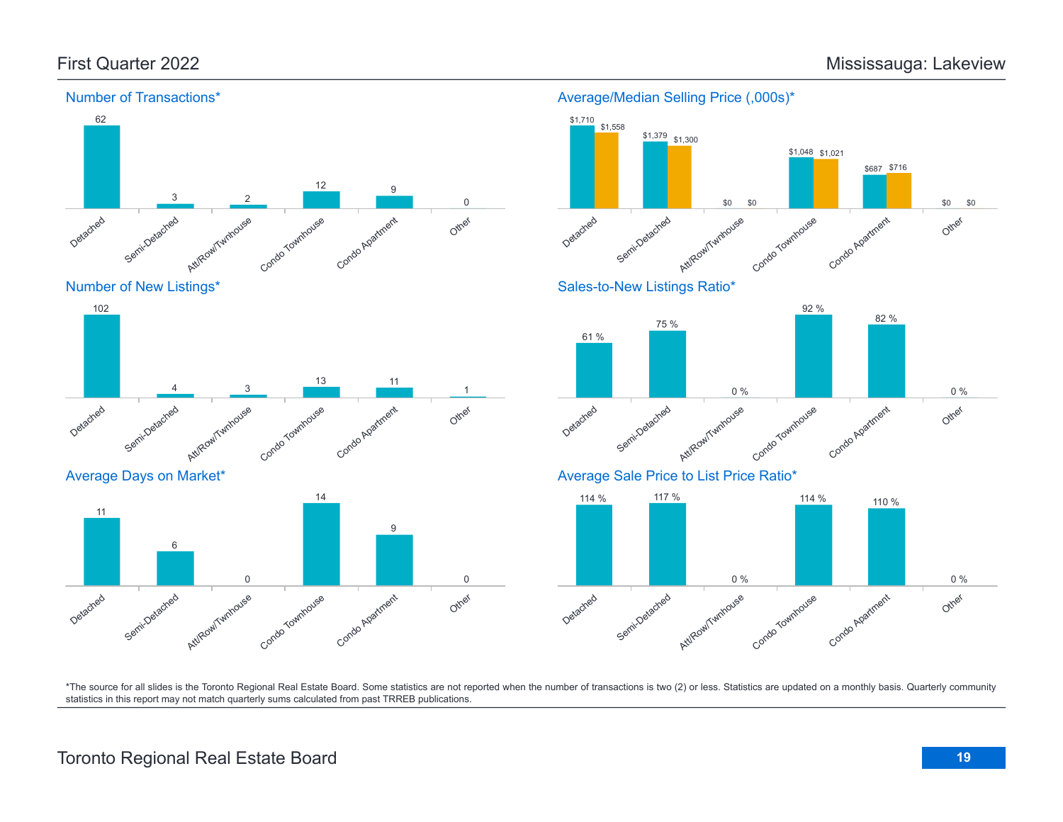## First Quarter 2022 — Mississauga: Lakeview

### Number of Transactions*

| Detached | Semi-Detached | Att/Row/Twnhouse | Condo Townhouse | Condo Apartment | Other |
|---|---|---|---|---|---|
| 62 | 3 | 2 | 12 | 9 | 0 |

### Average/Median Selling Price (,000s)*

| | Detached | Semi-Detached | Att/Row/Twnhouse | Condo Townhouse | Condo Apartment | Other |
|---|---|---|---|---|---|---|
| Average | $1,710 | $1,379 | $0 | $1,048 | $687 | $0 |
| Median | $1,558 | $1,300 | $0 | $1,021 | $716 | $0 |

### Number of New Listings*

| Detached | Semi-Detached | Att/Row/Twnhouse | Condo Townhouse | Condo Apartment | Other |
|---|---|---|---|---|---|
| 102 | 4 | 3 | 13 | 11 | 1 |

### Sales-to-New Listings Ratio*

| Detached | Semi-Detached | Att/Row/Twnhouse | Condo Townhouse | Condo Apartment | Other |
|---|---|---|---|---|---|
| 61 % | 75 % | 0 % | 92 % | 82 % | 0 % |

### Average Days on Market*

| Detached | Semi-Detached | Att/Row/Twnhouse | Condo Townhouse | Condo Apartment | Other |
|---|---|---|---|---|---|
| 11 | 6 | 0 | 14 | 9 | 0 |

### Average Sale Price to List Price Ratio*

| Detached | Semi-Detached | Att/Row/Twnhouse | Condo Townhouse | Condo Apartment | Other |
|---|---|---|---|---|---|
| 114 % | 117 % | 0 % | 114 % | 110 % | 0 % |

*The source for all slides is the Toronto Regional Real Estate Board. Some statistics are not reported when the number of transactions is two (2) or less. Statistics are updated on a monthly basis. Quarterly community statistics in this report may not match quarterly sums calculated from past TRREB publications.

Toronto Regional Real Estate Board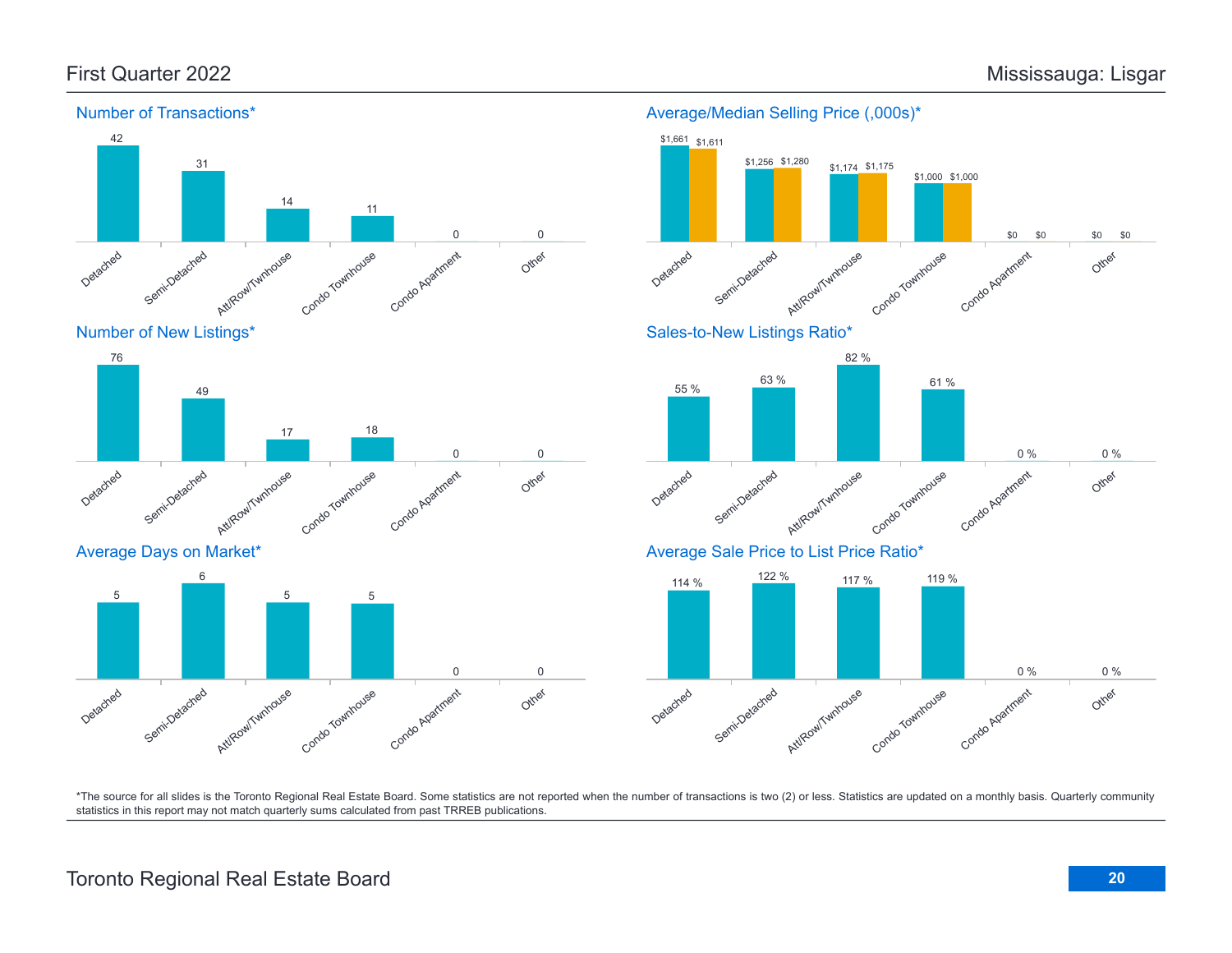# First Quarter 2022 — Mississauga: Lisgar

## Number of Transactions*

| Detached | Semi-Detached | Att/Row/Twnhouse | Condo Townhouse | Condo Apartment | Other |
|---|---|---|---|---|---|
| 42 | 31 | 14 | 11 | 0 | 0 |

## Average/Median Selling Price (,000s)*

| | Detached | Semi-Detached | Att/Row/Twnhouse | Condo Townhouse | Condo Apartment | Other |
|---|---|---|---|---|---|---|
| Average | $1,661 | $1,256 | $1,174 | $1,000 | $0 | $0 |
| Median | $1,611 | $1,280 | $1,175 | $1,000 | $0 | $0 |

## Number of New Listings*

| Detached | Semi-Detached | Att/Row/Twnhouse | Condo Townhouse | Condo Apartment | Other |
|---|---|---|---|---|---|
| 76 | 49 | 17 | 18 | 0 | 0 |

## Sales-to-New Listings Ratio*

| Detached | Semi-Detached | Att/Row/Twnhouse | Condo Townhouse | Condo Apartment | Other |
|---|---|---|---|---|---|
| 55 % | 63 % | 82 % | 61 % | 0 % | 0 % |

## Average Days on Market*

| Detached | Semi-Detached | Att/Row/Twnhouse | Condo Townhouse | Condo Apartment | Other |
|---|---|---|---|---|---|
| 5 | 6 | 5 | 5 | 0 | 0 |

## Average Sale Price to List Price Ratio*

| Detached | Semi-Detached | Att/Row/Twnhouse | Condo Townhouse | Condo Apartment | Other |
|---|---|---|---|---|---|
| 114 % | 122 % | 117 % | 119 % | 0 % | 0 % |

*The source for all slides is the Toronto Regional Real Estate Board. Some statistics are not reported when the number of transactions is two (2) or less. Statistics are updated on a monthly basis. Quarterly community statistics in this report may not match quarterly sums calculated from past TRREB publications.

Toronto Regional Real Estate Board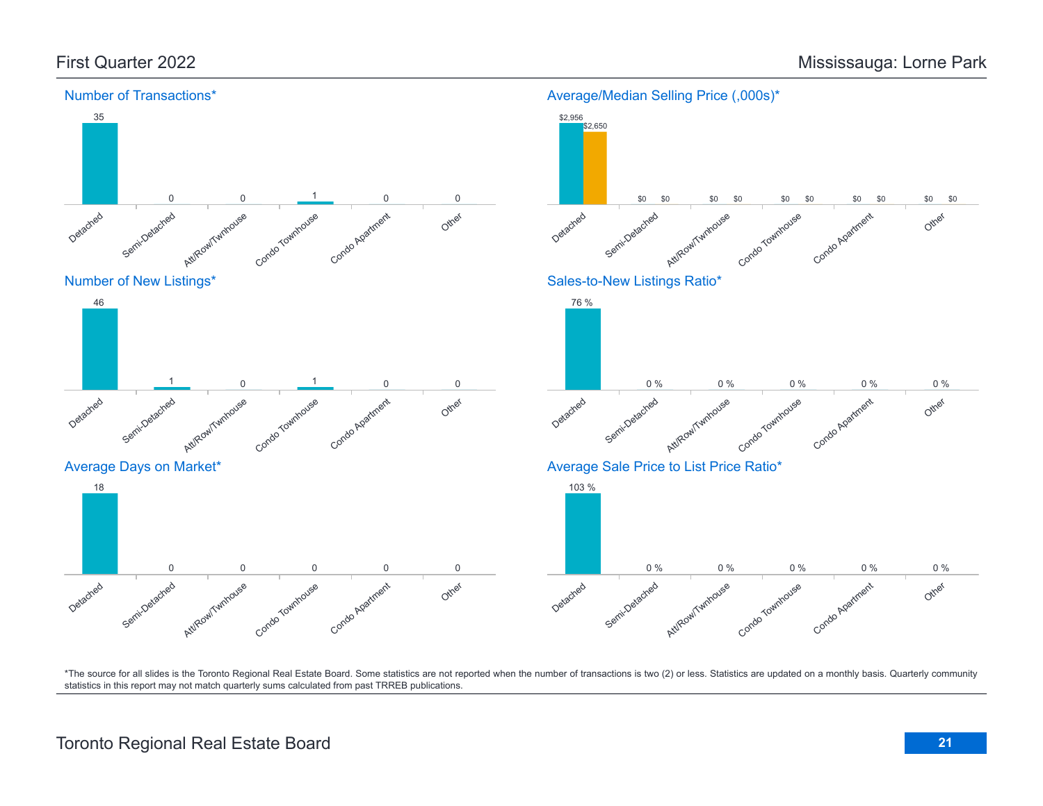# First Quarter 2022 — Mississauga: Lorne Park

## Number of Transactions*

| Detached | Semi-Detached | Att/Row/Twnhouse | Condo Townhouse | Condo Apartment | Other |
|---|---|---|---|---|---|
| 35 | 0 | 0 | 1 | 0 | 0 |

## Average/Median Selling Price (,000s)*

| | Detached | Semi-Detached | Att/Row/Twnhouse | Condo Townhouse | Condo Apartment | Other |
|---|---|---|---|---|---|---|
| Average | $2,956 | $0 | $0 | $0 | $0 | $0 |
| Median | $2,650 | $0 | $0 | $0 | $0 | $0 |

## Number of New Listings*

| Detached | Semi-Detached | Att/Row/Twnhouse | Condo Townhouse | Condo Apartment | Other |
|---|---|---|---|---|---|
| 46 | 1 | 0 | 1 | 0 | 0 |

## Sales-to-New Listings Ratio*

| Detached | Semi-Detached | Att/Row/Twnhouse | Condo Townhouse | Condo Apartment | Other |
|---|---|---|---|---|---|
| 76 % | 0 % | 0 % | 0 % | 0 % | 0 % |

## Average Days on Market*

| Detached | Semi-Detached | Att/Row/Twnhouse | Condo Townhouse | Condo Apartment | Other |
|---|---|---|---|---|---|
| 18 | 0 | 0 | 0 | 0 | 0 |

## Average Sale Price to List Price Ratio*

| Detached | Semi-Detached | Att/Row/Twnhouse | Condo Townhouse | Condo Apartment | Other |
|---|---|---|---|---|---|
| 103 % | 0 % | 0 % | 0 % | 0 % | 0 % |

*The source for all slides is the Toronto Regional Real Estate Board. Some statistics are not reported when the number of transactions is two (2) or less. Statistics are updated on a monthly basis. Quarterly community statistics in this report may not match quarterly sums calculated from past TRREB publications.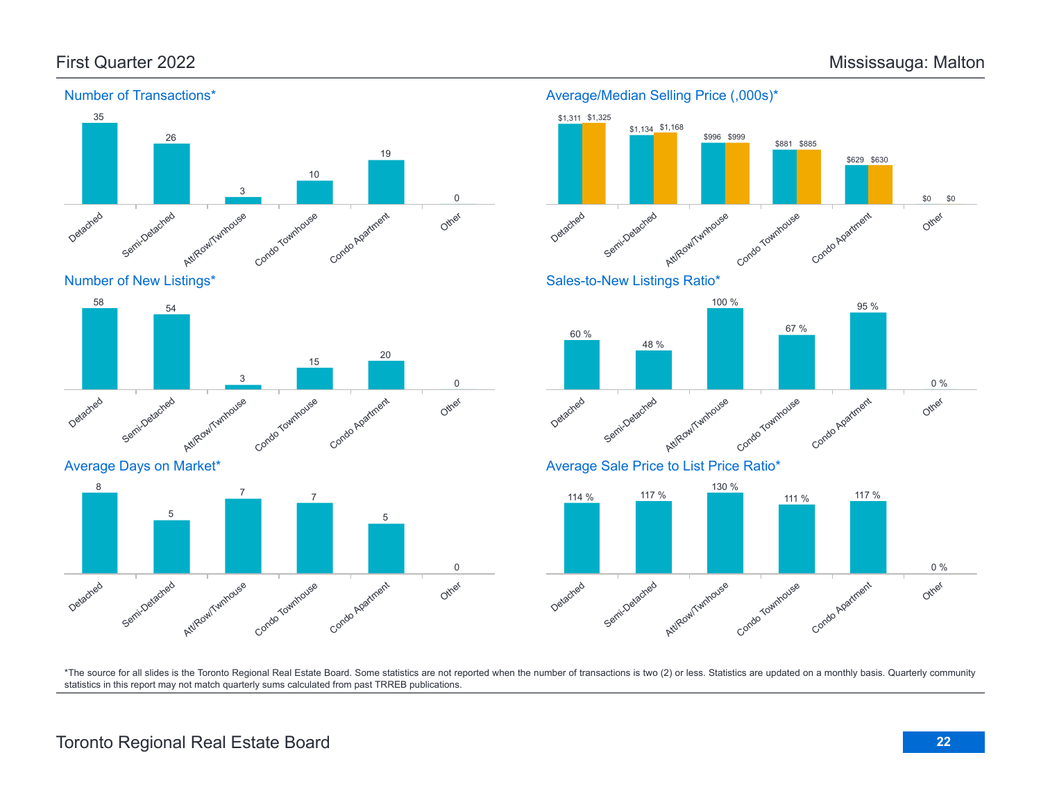# First Quarter 2022 — Mississauga: Malton

## Number of Transactions*

| Detached | Semi-Detached | Att/Row/Twnhouse | Condo Townhouse | Condo Apartment | Other |
|---|---|---|---|---|---|
| 35 | 26 | 3 | 10 | 19 | 0 |

## Average/Median Selling Price (,000s)*

| | Detached | Semi-Detached | Att/Row/Twnhouse | Condo Townhouse | Condo Apartment | Other |
|---|---|---|---|---|---|---|
| Average | $1,311 | $1,134 | $996 | $881 | $629 | $0 |
| Median | $1,325 | $1,168 | $999 | $885 | $630 | $0 |

## Number of New Listings*

| Detached | Semi-Detached | Att/Row/Twnhouse | Condo Townhouse | Condo Apartment | Other |
|---|---|---|---|---|---|
| 58 | 54 | 3 | 15 | 20 | 0 |

## Sales-to-New Listings Ratio*

| Detached | Semi-Detached | Att/Row/Twnhouse | Condo Townhouse | Condo Apartment | Other |
|---|---|---|---|---|---|
| 60 % | 48 % | 100 % | 67 % | 95 % | 0 % |

## Average Days on Market*

| Detached | Semi-Detached | Att/Row/Twnhouse | Condo Townhouse | Condo Apartment | Other |
|---|---|---|---|---|---|
| 8 | 5 | 7 | 7 | 5 | 0 |

## Average Sale Price to List Price Ratio*

| Detached | Semi-Detached | Att/Row/Twnhouse | Condo Townhouse | Condo Apartment | Other |
|---|---|---|---|---|---|
| 114 % | 117 % | 130 % | 111 % | 117 % | 0 % |

*The source for all slides is the Toronto Regional Real Estate Board. Some statistics are not reported when the number of transactions is two (2) or less. Statistics are updated on a monthly basis. Quarterly community statistics in this report may not match quarterly sums calculated from past TRREB publications.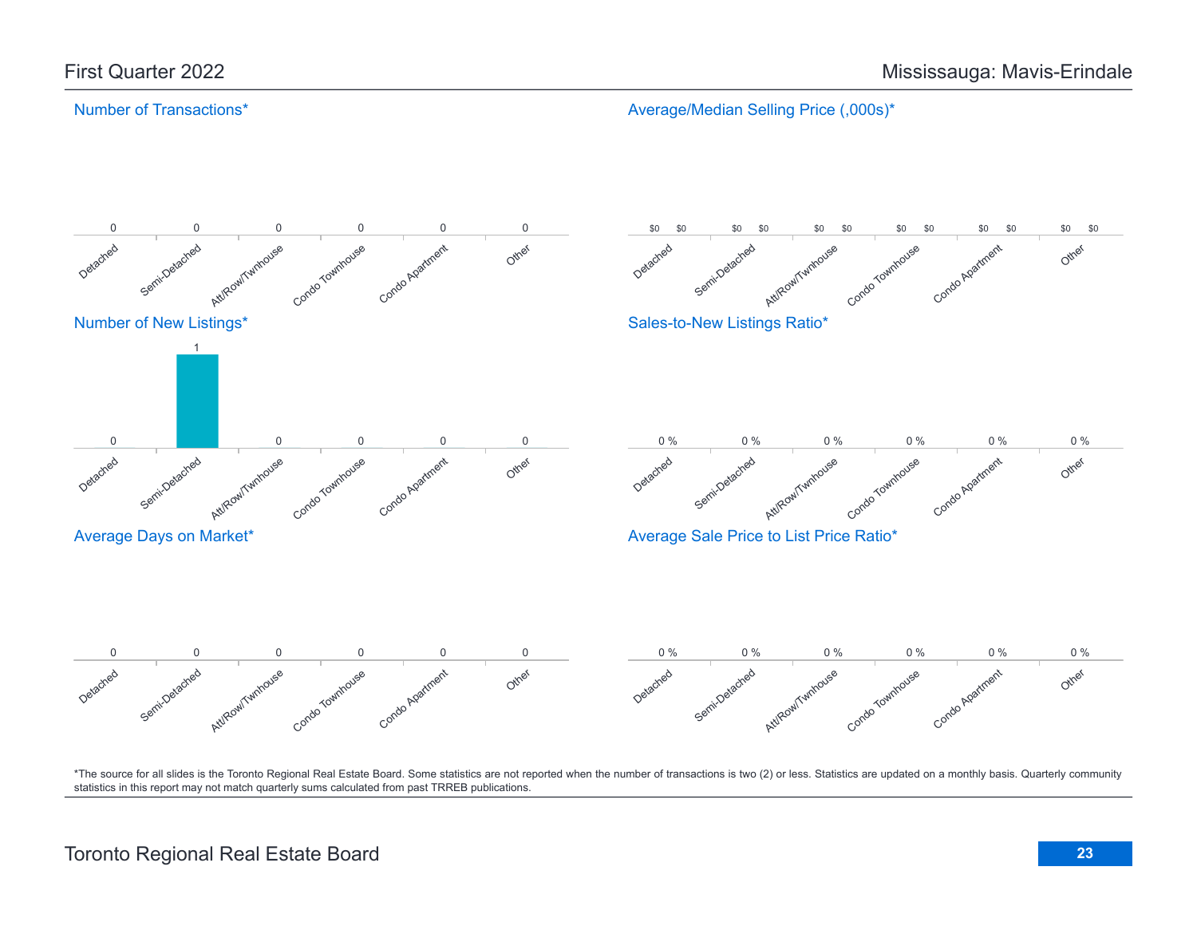# First Quarter 2022 — Mississauga: Mavis-Erindale

## Number of Transactions*

| Detached | Semi-Detached | Att/Row/Twnhouse | Condo Townhouse | Condo Apartment | Other |
|---|---|---|---|---|---|
| 0 | 0 | 0 | 0 | 0 | 0 |

## Average/Median Selling Price (,000s)*

| | Detached | Semi-Detached | Att/Row/Twnhouse | Condo Townhouse | Condo Apartment | Other |
|---|---|---|---|---|---|---|
| Average | $0 | $0 | $0 | $0 | $0 | $0 |
| Median | $0 | $0 | $0 | $0 | $0 | $0 |

## Number of New Listings*

| Detached | Semi-Detached | Att/Row/Twnhouse | Condo Townhouse | Condo Apartment | Other |
|---|---|---|---|---|---|
| 0 | 1 | 0 | 0 | 0 | 0 |

## Sales-to-New Listings Ratio*

| Detached | Semi-Detached | Att/Row/Twnhouse | Condo Townhouse | Condo Apartment | Other |
|---|---|---|---|---|---|
| 0 % | 0 % | 0 % | 0 % | 0 % | 0 % |

## Average Days on Market*

| Detached | Semi-Detached | Att/Row/Twnhouse | Condo Townhouse | Condo Apartment | Other |
|---|---|---|---|---|---|
| 0 | 0 | 0 | 0 | 0 | 0 |

## Average Sale Price to List Price Ratio*

| Detached | Semi-Detached | Att/Row/Twnhouse | Condo Townhouse | Condo Apartment | Other |
|---|---|---|---|---|---|
| 0 % | 0 % | 0 % | 0 % | 0 % | 0 % |

*The source for all slides is the Toronto Regional Real Estate Board. Some statistics are not reported when the number of transactions is two (2) or less. Statistics are updated on a monthly basis. Quarterly community statistics in this report may not match quarterly sums calculated from past TRREB publications.

Toronto Regional Real Estate Board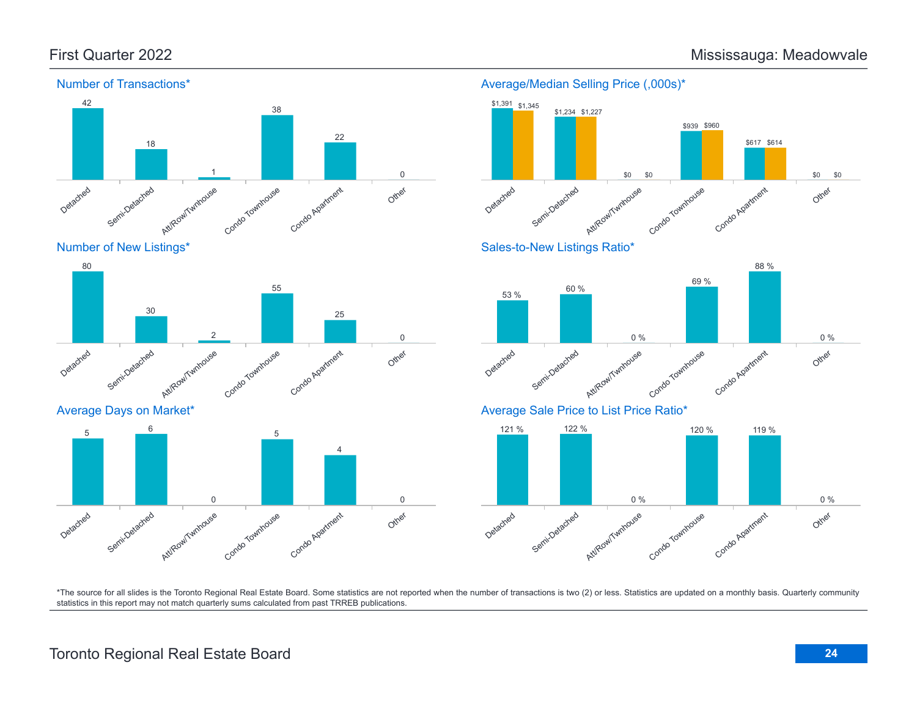# First Quarter 2022 — Mississauga: Meadowvale

## Number of Transactions*

| Detached | Semi-Detached | Att/Row/Twnhouse | Condo Townhouse | Condo Apartment | Other |
|---|---|---|---|---|---|
| 42 | 18 | 1 | 38 | 22 | 0 |

## Average/Median Selling Price (,000s)*

| | Detached | Semi-Detached | Att/Row/Twnhouse | Condo Townhouse | Condo Apartment | Other |
|---|---|---|---|---|---|---|
| Average | $1,391 | $1,234 | $0 | $939 | $617 | $0 |
| Median | $1,345 | $1,227 | $0 | $960 | $614 | $0 |

## Number of New Listings*

| Detached | Semi-Detached | Att/Row/Twnhouse | Condo Townhouse | Condo Apartment | Other |
|---|---|---|---|---|---|
| 80 | 30 | 2 | 55 | 25 | 0 |

## Sales-to-New Listings Ratio*

| Detached | Semi-Detached | Att/Row/Twnhouse | Condo Townhouse | Condo Apartment | Other |
|---|---|---|---|---|---|
| 53 % | 60 % | 0 % | 69 % | 88 % | 0 % |

## Average Days on Market*

| Detached | Semi-Detached | Att/Row/Twnhouse | Condo Townhouse | Condo Apartment | Other |
|---|---|---|---|---|---|
| 5 | 6 | 0 | 5 | 4 | 0 |

## Average Sale Price to List Price Ratio*

| Detached | Semi-Detached | Att/Row/Twnhouse | Condo Townhouse | Condo Apartment | Other |
|---|---|---|---|---|---|
| 121 % | 122 % | 0 % | 120 % | 119 % | 0 % |

*The source for all slides is the Toronto Regional Real Estate Board. Some statistics are not reported when the number of transactions is two (2) or less. Statistics are updated on a monthly basis. Quarterly community statistics in this report may not match quarterly sums calculated from past TRREB publications.

Toronto Regional Real Estate Board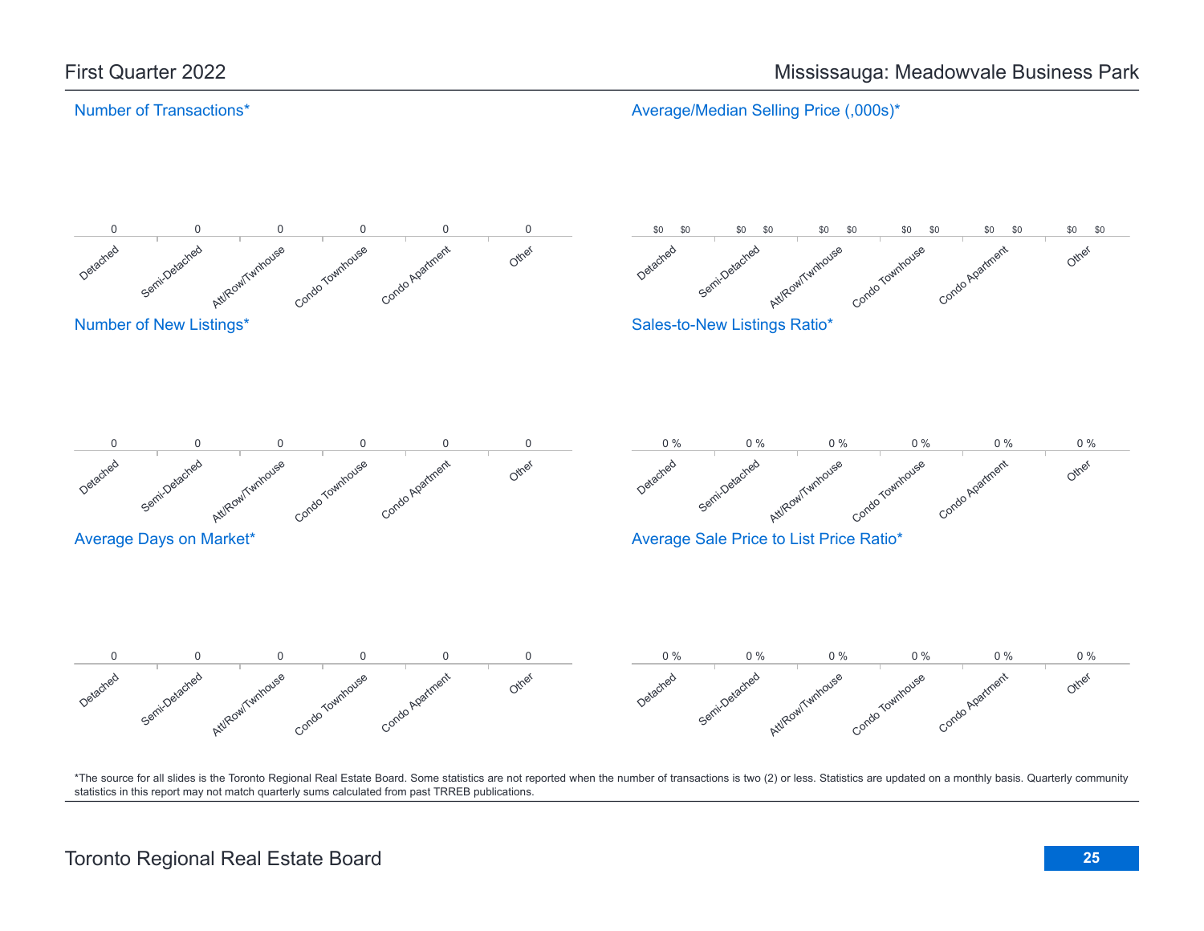# First Quarter 2022

# Mississauga: Meadowvale Business Park

## Number of Transactions*

| Detached | Semi-Detached | Att/Row/Twnhouse | Condo Townhouse | Condo Apartment | Other |
|---|---|---|---|---|---|
| 0 | 0 | 0 | 0 | 0 | 0 |

## Average/Median Selling Price (,000s)*

| | Detached | Semi-Detached | Att/Row/Twnhouse | Condo Townhouse | Condo Apartment | Other |
|---|---|---|---|---|---|---|
| Average | $0 | $0 | $0 | $0 | $0 | $0 |
| Median | $0 | $0 | $0 | $0 | $0 | $0 |

## Number of New Listings*

| Detached | Semi-Detached | Att/Row/Twnhouse | Condo Townhouse | Condo Apartment | Other |
|---|---|---|---|---|---|
| 0 | 0 | 0 | 0 | 0 | 0 |

## Sales-to-New Listings Ratio*

| Detached | Semi-Detached | Att/Row/Twnhouse | Condo Townhouse | Condo Apartment | Other |
|---|---|---|---|---|---|
| 0 % | 0 % | 0 % | 0 % | 0 % | 0 % |

## Average Days on Market*

| Detached | Semi-Detached | Att/Row/Twnhouse | Condo Townhouse | Condo Apartment | Other |
|---|---|---|---|---|---|
| 0 | 0 | 0 | 0 | 0 | 0 |

## Average Sale Price to List Price Ratio*

| Detached | Semi-Detached | Att/Row/Twnhouse | Condo Townhouse | Condo Apartment | Other |
|---|---|---|---|---|---|
| 0 % | 0 % | 0 % | 0 % | 0 % | 0 % |

*The source for all slides is the Toronto Regional Real Estate Board. Some statistics are not reported when the number of transactions is two (2) or less. Statistics are updated on a monthly basis. Quarterly community statistics in this report may not match quarterly sums calculated from past TRREB publications.

Toronto Regional Real Estate Board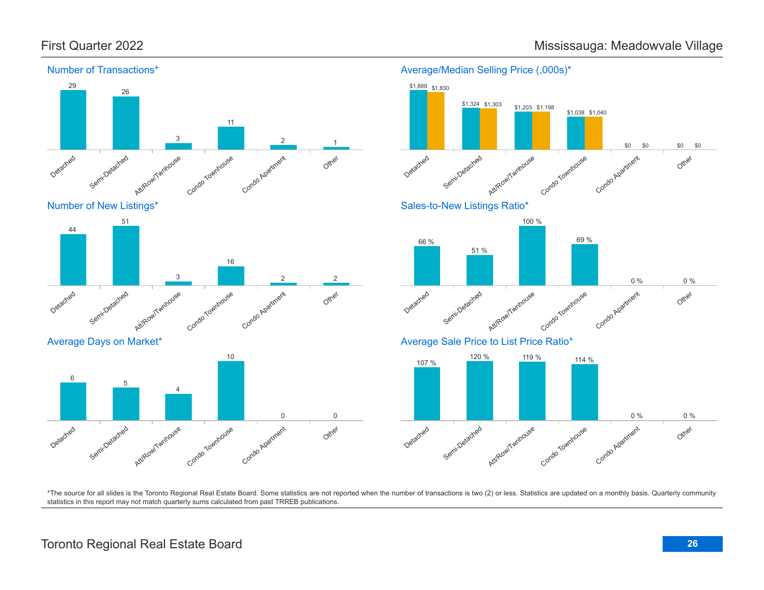# First Quarter 2022

# Mississauga: Meadowvale Village

## Number of Transactions*

| Detached | Semi-Detached | Att/Row/Twnhouse | Condo Townhouse | Condo Apartment | Other |
|---|---|---|---|---|---|
| 29 | 26 | 3 | 11 | 2 | 1 |

## Average/Median Selling Price (,000s)*

| | Detached | Semi-Detached | Att/Row/Twnhouse | Condo Townhouse | Condo Apartment | Other |
|---|---|---|---|---|---|---|
| Average | $1,889 | $1,324 | $1,203 | $1,038 | $0 | $0 |
| Median | $1,830 | $1,303 | $1,198 | $1,040 | $0 | $0 |

## Number of New Listings*

| Detached | Semi-Detached | Att/Row/Twnhouse | Condo Townhouse | Condo Apartment | Other |
|---|---|---|---|---|---|
| 44 | 51 | 3 | 16 | 2 | 2 |

## Sales-to-New Listings Ratio*

| Detached | Semi-Detached | Att/Row/Twnhouse | Condo Townhouse | Condo Apartment | Other |
|---|---|---|---|---|---|
| 66 % | 51 % | 100 % | 69 % | 0 % | 0 % |

## Average Days on Market*

| Detached | Semi-Detached | Att/Row/Twnhouse | Condo Townhouse | Condo Apartment | Other |
|---|---|---|---|---|---|
| 6 | 5 | 4 | 10 | 0 | 0 |

## Average Sale Price to List Price Ratio*

| Detached | Semi-Detached | Att/Row/Twnhouse | Condo Townhouse | Condo Apartment | Other |
|---|---|---|---|---|---|
| 107 % | 120 % | 119 % | 114 % | 0 % | 0 % |

*The source for all slides is the Toronto Regional Real Estate Board. Some statistics are not reported when the number of transactions is two (2) or less. Statistics are updated on a monthly basis. Quarterly community statistics in this report may not match quarterly sums calculated from past TRREB publications.

Toronto Regional Real Estate Board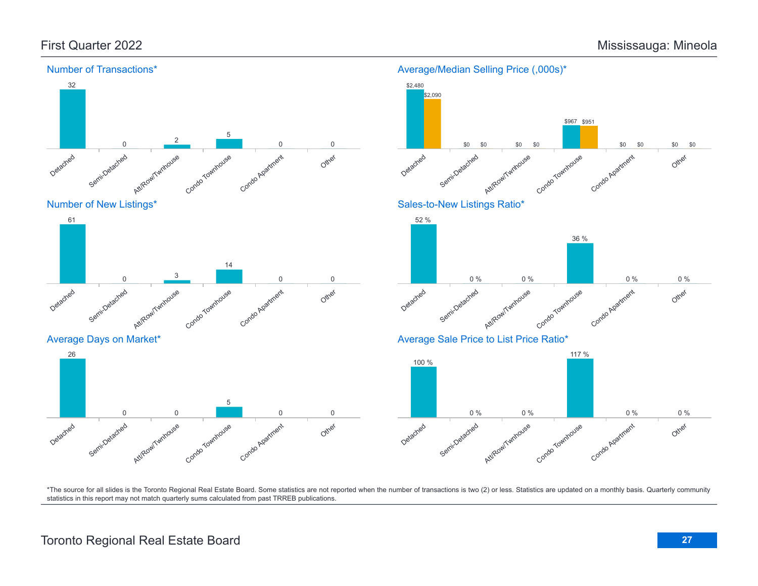# First Quarter 2022 — Mississauga: Mineola

## Number of Transactions*

| Detached | Semi-Detached | Att/Row/Twnhouse | Condo Townhouse | Condo Apartment | Other |
|---|---|---|---|---|---|
| 32 | 0 | 2 | 5 | 0 | 0 |

## Average/Median Selling Price (,000s)*

| | Detached | Semi-Detached | Att/Row/Twnhouse | Condo Townhouse | Condo Apartment | Other |
|---|---|---|---|---|---|---|
| Average | $2,480 | $0 | $0 | $967 | $0 | $0 |
| Median | $2,090 | $0 | $0 | $951 | $0 | $0 |

## Number of New Listings*

| Detached | Semi-Detached | Att/Row/Twnhouse | Condo Townhouse | Condo Apartment | Other |
|---|---|---|---|---|---|
| 61 | 0 | 3 | 14 | 0 | 0 |

## Sales-to-New Listings Ratio*

| Detached | Semi-Detached | Att/Row/Twnhouse | Condo Townhouse | Condo Apartment | Other |
|---|---|---|---|---|---|
| 52 % | 0 % | 0 % | 36 % | 0 % | 0 % |

## Average Days on Market*

| Detached | Semi-Detached | Att/Row/Twnhouse | Condo Townhouse | Condo Apartment | Other |
|---|---|---|---|---|---|
| 26 | 0 | 0 | 5 | 0 | 0 |

## Average Sale Price to List Price Ratio*

| Detached | Semi-Detached | Att/Row/Twnhouse | Condo Townhouse | Condo Apartment | Other |
|---|---|---|---|---|---|
| 100 % | 0 % | 0 % | 117 % | 0 % | 0 % |

*The source for all slides is the Toronto Regional Real Estate Board. Some statistics are not reported when the number of transactions is two (2) or less. Statistics are updated on a monthly basis. Quarterly community statistics in this report may not match quarterly sums calculated from past TRREB publications.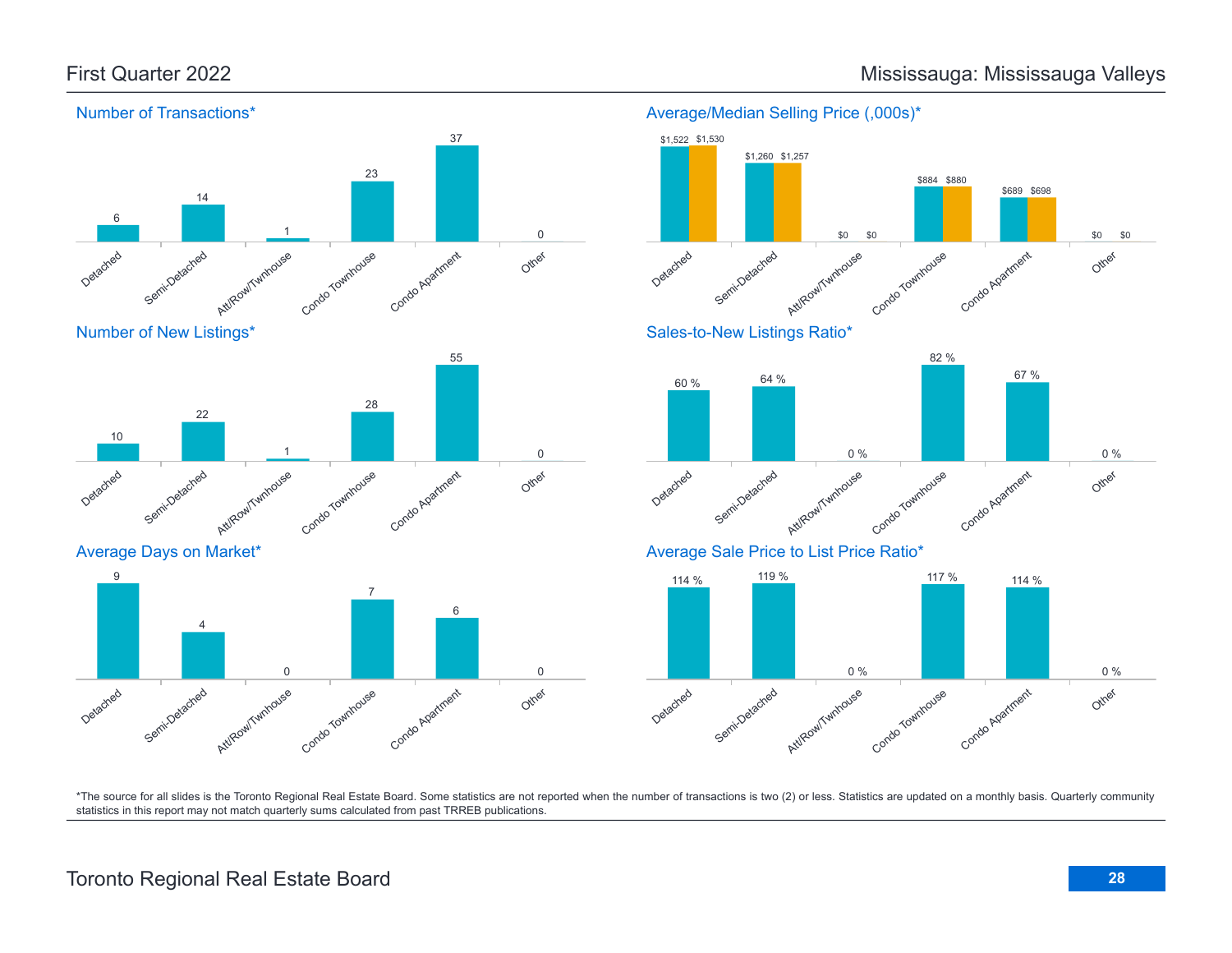# First Quarter 2022 — Mississauga: Mississauga Valleys

## Number of Transactions*

| Detached | Semi-Detached | Att/Row/Twnhouse | Condo Townhouse | Condo Apartment | Other |
|---|---|---|---|---|---|
| 6 | 14 | 1 | 23 | 37 | 0 |

## Average/Median Selling Price (,000s)*

| | Detached | Semi-Detached | Att/Row/Twnhouse | Condo Townhouse | Condo Apartment | Other |
|---|---|---|---|---|---|---|
| Average | $1,522 | $1,260 | $0 | $884 | $689 | $0 |
| Median | $1,530 | $1,257 | $0 | $880 | $698 | $0 |

## Number of New Listings*

| Detached | Semi-Detached | Att/Row/Twnhouse | Condo Townhouse | Condo Apartment | Other |
|---|---|---|---|---|---|
| 10 | 22 | 1 | 28 | 55 | 0 |

## Sales-to-New Listings Ratio*

| Detached | Semi-Detached | Att/Row/Twnhouse | Condo Townhouse | Condo Apartment | Other |
|---|---|---|---|---|---|
| 60 % | 64 % | 0 % | 82 % | 67 % | 0 % |

## Average Days on Market*

| Detached | Semi-Detached | Att/Row/Twnhouse | Condo Townhouse | Condo Apartment | Other |
|---|---|---|---|---|---|
| 9 | 4 | 0 | 7 | 6 | 0 |

## Average Sale Price to List Price Ratio*

| Detached | Semi-Detached | Att/Row/Twnhouse | Condo Townhouse | Condo Apartment | Other |
|---|---|---|---|---|---|
| 114 % | 119 % | 0 % | 117 % | 114 % | 0 % |

*The source for all slides is the Toronto Regional Real Estate Board. Some statistics are not reported when the number of transactions is two (2) or less. Statistics are updated on a monthly basis. Quarterly community statistics in this report may not match quarterly sums calculated from past TRREB publications.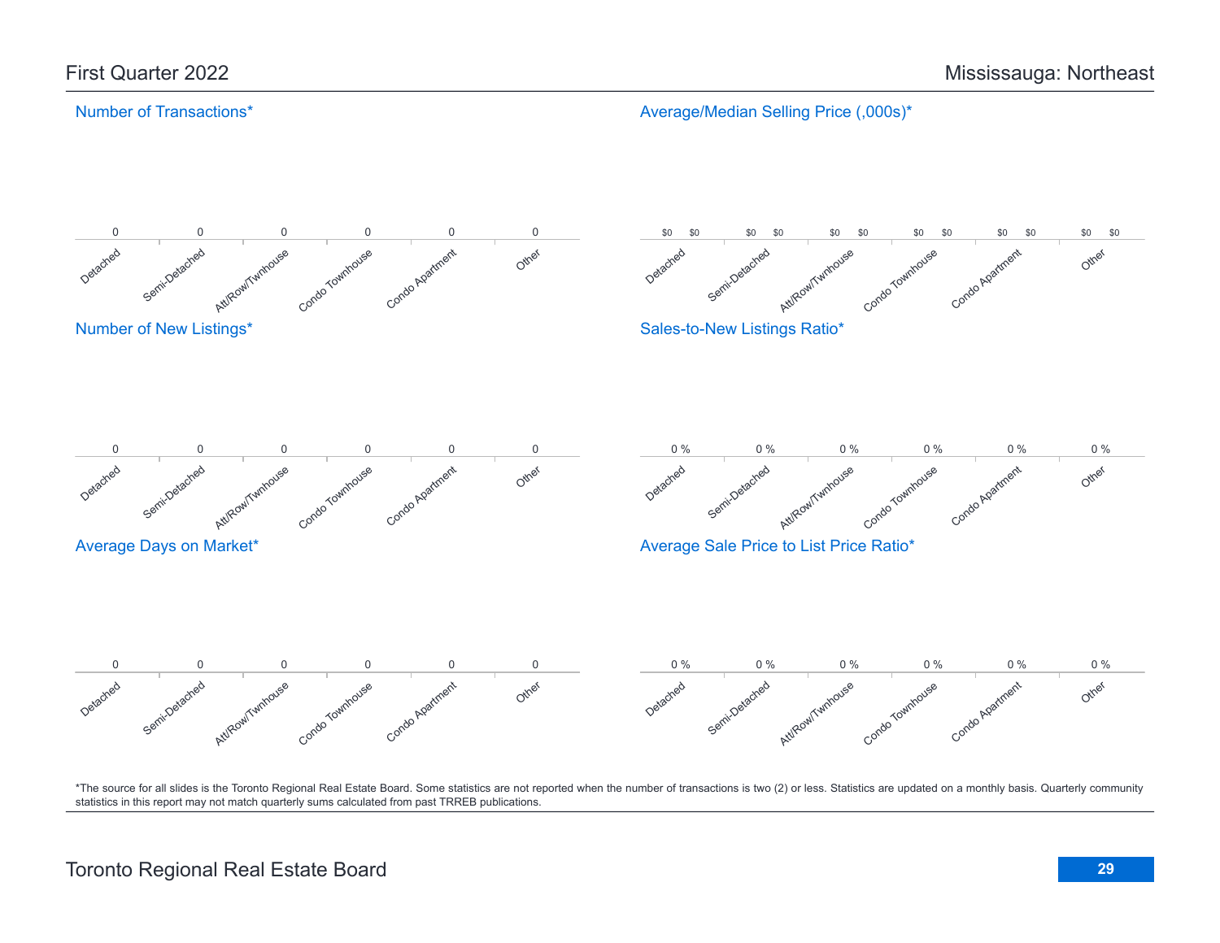## First Quarter 2022 — Mississauga: Northeast

### Number of Transactions*

| Detached | Semi-Detached | Att/Row/Twnhouse | Condo Townhouse | Condo Apartment | Other |
|---|---|---|---|---|---|
| 0 | 0 | 0 | 0 | 0 | 0 |

### Average/Median Selling Price (,000s)*

| | Detached | Semi-Detached | Att/Row/Twnhouse | Condo Townhouse | Condo Apartment | Other |
|---|---|---|---|---|---|---|
| Average | $0 | $0 | $0 | $0 | $0 | $0 |
| Median | $0 | $0 | $0 | $0 | $0 | $0 |

### Number of New Listings*

| Detached | Semi-Detached | Att/Row/Twnhouse | Condo Townhouse | Condo Apartment | Other |
|---|---|---|---|---|---|
| 0 | 0 | 0 | 0 | 0 | 0 |

### Sales-to-New Listings Ratio*

| Detached | Semi-Detached | Att/Row/Twnhouse | Condo Townhouse | Condo Apartment | Other |
|---|---|---|---|---|---|
| 0 % | 0 % | 0 % | 0 % | 0 % | 0 % |

### Average Days on Market*

| Detached | Semi-Detached | Att/Row/Twnhouse | Condo Townhouse | Condo Apartment | Other |
|---|---|---|---|---|---|
| 0 | 0 | 0 | 0 | 0 | 0 |

### Average Sale Price to List Price Ratio*

| Detached | Semi-Detached | Att/Row/Twnhouse | Condo Townhouse | Condo Apartment | Other |
|---|---|---|---|---|---|
| 0 % | 0 % | 0 % | 0 % | 0 % | 0 % |

*The source for all slides is the Toronto Regional Real Estate Board. Some statistics are not reported when the number of transactions is two (2) or less. Statistics are updated on a monthly basis. Quarterly community statistics in this report may not match quarterly sums calculated from past TRREB publications.

Toronto Regional Real Estate Board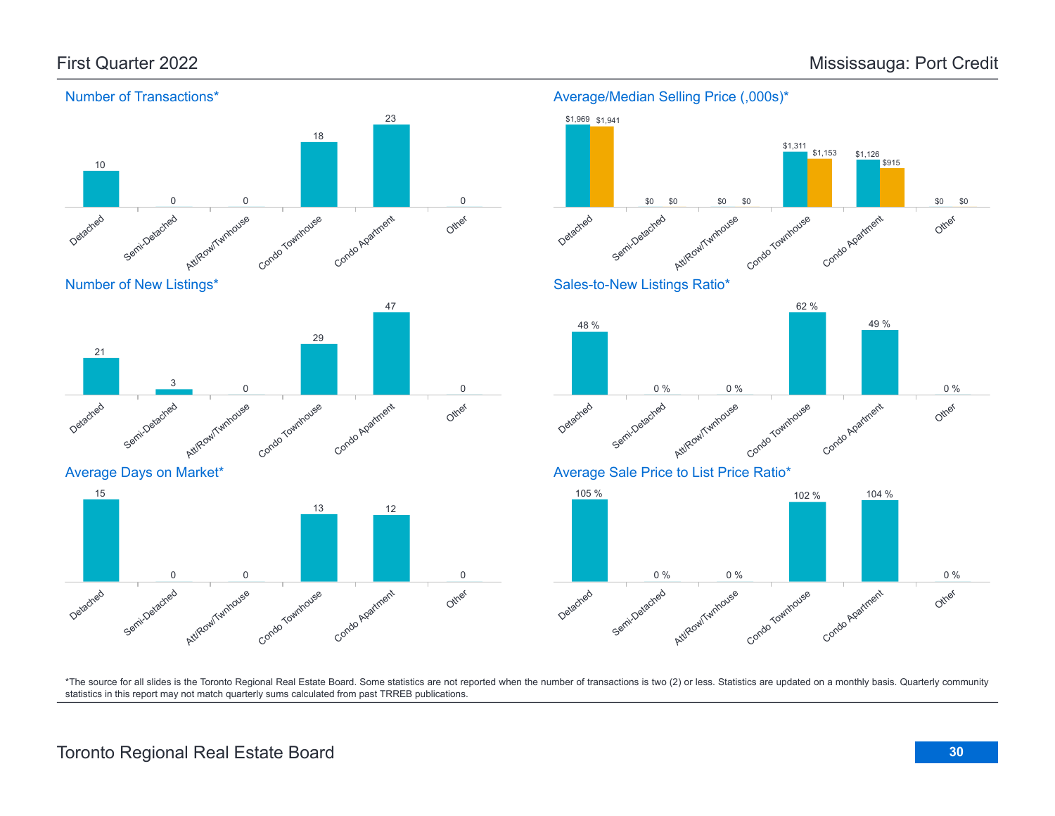# First Quarter 2022 — Mississauga: Port Credit

## Number of Transactions*

| Detached | Semi-Detached | Att/Row/Twnhouse | Condo Townhouse | Condo Apartment | Other |
|---|---|---|---|---|---|
| 10 | 0 | 0 | 18 | 23 | 0 |

## Average/Median Selling Price (,000s)*

| | Detached | Semi-Detached | Att/Row/Twnhouse | Condo Townhouse | Condo Apartment | Other |
|---|---|---|---|---|---|---|
| Average | $1,969 | $0 | $0 | $1,311 | $1,126 | $0 |
| Median | $1,941 | $0 | $0 | $1,153 | $915 | $0 |

## Number of New Listings*

| Detached | Semi-Detached | Att/Row/Twnhouse | Condo Townhouse | Condo Apartment | Other |
|---|---|---|---|---|---|
| 21 | 3 | 0 | 29 | 47 | 0 |

## Sales-to-New Listings Ratio*

| Detached | Semi-Detached | Att/Row/Twnhouse | Condo Townhouse | Condo Apartment | Other |
|---|---|---|---|---|---|
| 48 % | 0 % | 0 % | 62 % | 49 % | 0 % |

## Average Days on Market*

| Detached | Semi-Detached | Att/Row/Twnhouse | Condo Townhouse | Condo Apartment | Other |
|---|---|---|---|---|---|
| 15 | 0 | 0 | 13 | 12 | 0 |

## Average Sale Price to List Price Ratio*

| Detached | Semi-Detached | Att/Row/Twnhouse | Condo Townhouse | Condo Apartment | Other |
|---|---|---|---|---|---|
| 105 % | 0 % | 0 % | 102 % | 104 % | 0 % |

*The source for all slides is the Toronto Regional Real Estate Board. Some statistics are not reported when the number of transactions is two (2) or less. Statistics are updated on a monthly basis. Quarterly community statistics in this report may not match quarterly sums calculated from past TRREB publications.

Toronto Regional Real Estate Board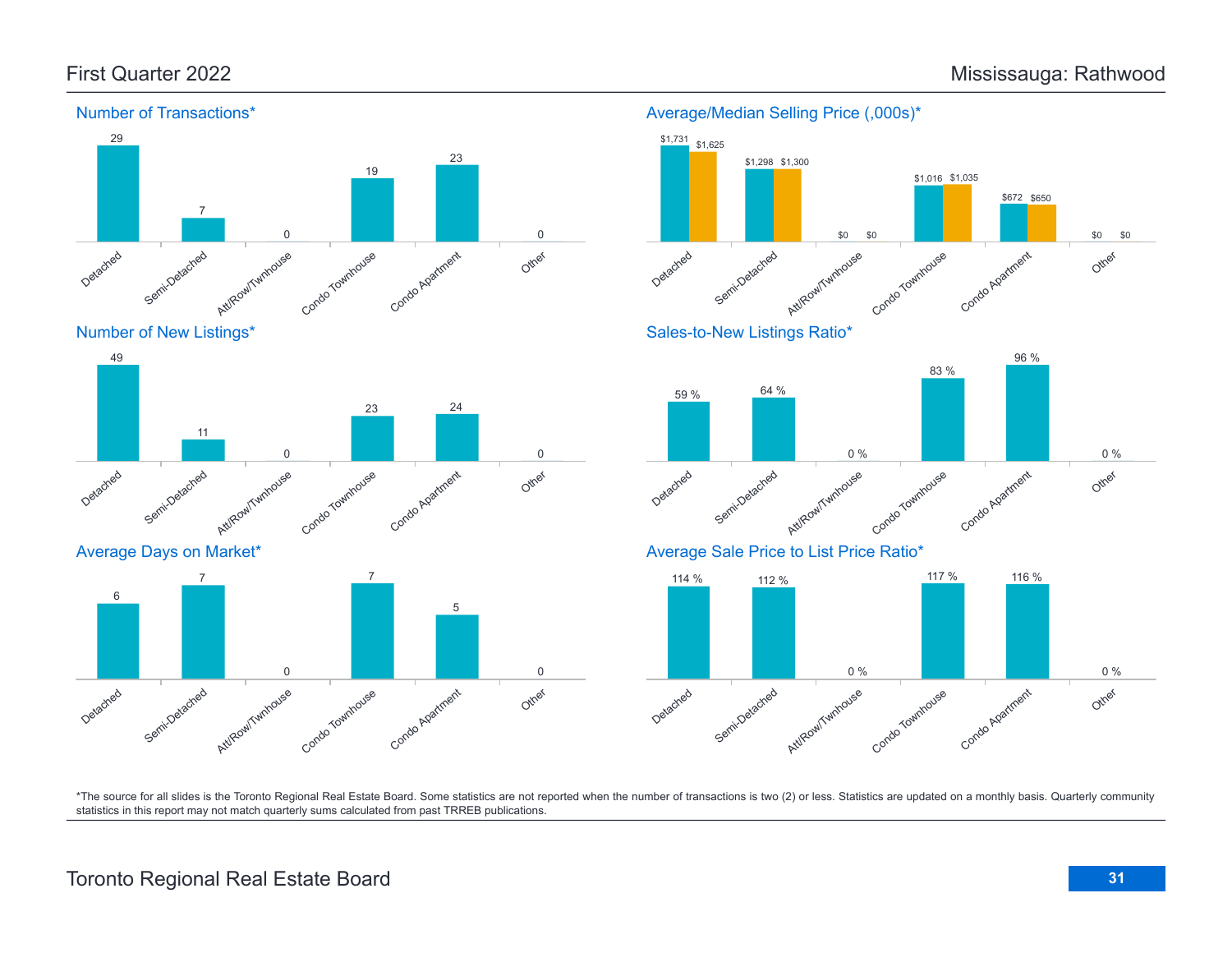# First Quarter 2022 — Mississauga: Rathwood

## Number of Transactions*

| Detached | Semi-Detached | Att/Row/Twnhouse | Condo Townhouse | Condo Apartment | Other |
|---|---|---|---|---|---|
| 29 | 7 | 0 | 19 | 23 | 0 |

## Average/Median Selling Price (,000s)*

| | Detached | Semi-Detached | Att/Row/Twnhouse | Condo Townhouse | Condo Apartment | Other |
|---|---|---|---|---|---|---|
| Average | $1,731 | $1,298 | $0 | $1,016 | $672 | $0 |
| Median | $1,625 | $1,300 | $0 | $1,035 | $650 | $0 |

## Number of New Listings*

| Detached | Semi-Detached | Att/Row/Twnhouse | Condo Townhouse | Condo Apartment | Other |
|---|---|---|---|---|---|
| 49 | 11 | 0 | 23 | 24 | 0 |

## Sales-to-New Listings Ratio*

| Detached | Semi-Detached | Att/Row/Twnhouse | Condo Townhouse | Condo Apartment | Other |
|---|---|---|---|---|---|
| 59 % | 64 % | 0 % | 83 % | 96 % | 0 % |

## Average Days on Market*

| Detached | Semi-Detached | Att/Row/Twnhouse | Condo Townhouse | Condo Apartment | Other |
|---|---|---|---|---|---|
| 6 | 7 | 0 | 7 | 5 | 0 |

## Average Sale Price to List Price Ratio*

| Detached | Semi-Detached | Att/Row/Twnhouse | Condo Townhouse | Condo Apartment | Other |
|---|---|---|---|---|---|
| 114 % | 112 % | 0 % | 117 % | 116 % | 0 % |

*The source for all slides is the Toronto Regional Real Estate Board. Some statistics are not reported when the number of transactions is two (2) or less. Statistics are updated on a monthly basis. Quarterly community statistics in this report may not match quarterly sums calculated from past TRREB publications.

Toronto Regional Real Estate Board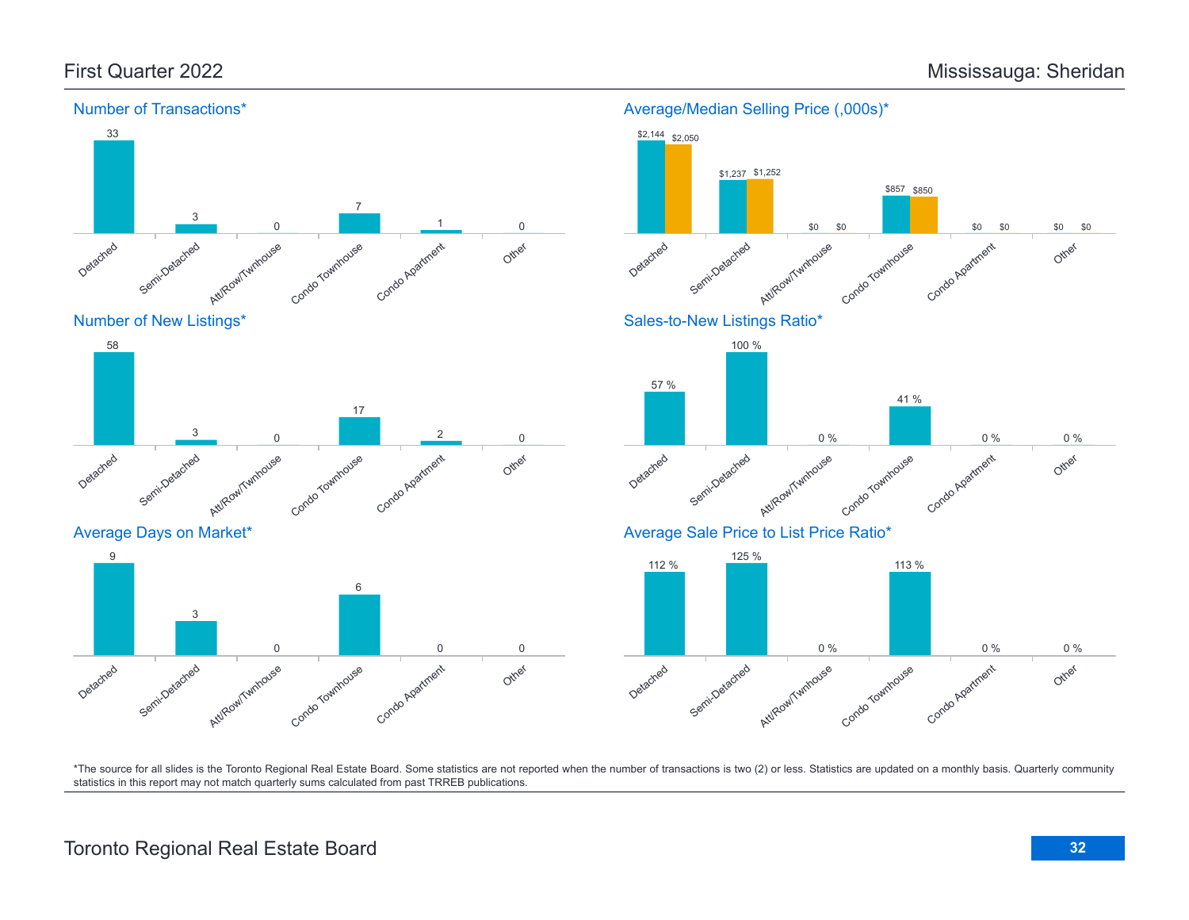# First Quarter 2022 — Mississauga: Sheridan

## Number of Transactions*

| Detached | Semi-Detached | Att/Row/Twnhouse | Condo Townhouse | Condo Apartment | Other |
|---|---|---|---|---|---|
| 33 | 3 | 0 | 7 | 1 | 0 |

## Average/Median Selling Price (,000s)*

| | Detached | Semi-Detached | Att/Row/Twnhouse | Condo Townhouse | Condo Apartment | Other |
|---|---|---|---|---|---|---|
| Average | $2,144 | $1,237 | $0 | $857 | $0 | $0 |
| Median | $2,050 | $1,252 | $0 | $850 | $0 | $0 |

## Number of New Listings*

| Detached | Semi-Detached | Att/Row/Twnhouse | Condo Townhouse | Condo Apartment | Other |
|---|---|---|---|---|---|
| 58 | 3 | 0 | 17 | 2 | 0 |

## Sales-to-New Listings Ratio*

| Detached | Semi-Detached | Att/Row/Twnhouse | Condo Townhouse | Condo Apartment | Other |
|---|---|---|---|---|---|
| 57 % | 100 % | 0 % | 41 % | 0 % | 0 % |

## Average Days on Market*

| Detached | Semi-Detached | Att/Row/Twnhouse | Condo Townhouse | Condo Apartment | Other |
|---|---|---|---|---|---|
| 9 | 3 | 0 | 6 | 0 | 0 |

## Average Sale Price to List Price Ratio*

| Detached | Semi-Detached | Att/Row/Twnhouse | Condo Townhouse | Condo Apartment | Other |
|---|---|---|---|---|---|
| 112 % | 125 % | 0 % | 113 % | 0 % | 0 % |

*The source for all slides is the Toronto Regional Real Estate Board. Some statistics are not reported when the number of transactions is two (2) or less. Statistics are updated on a monthly basis. Quarterly community statistics in this report may not match quarterly sums calculated from past TRREB publications.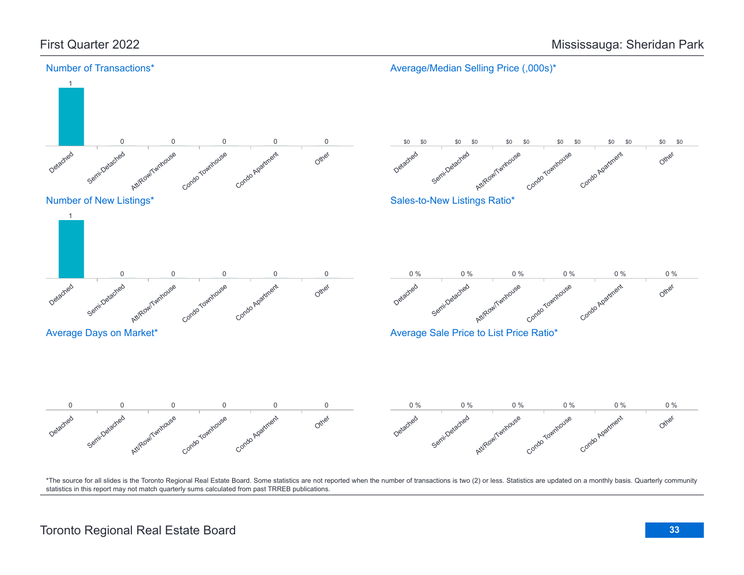# First Quarter 2022 — Mississauga: Sheridan Park

## Number of Transactions*

| Detached | Semi-Detached | Att/Row/Twnhouse | Condo Townhouse | Condo Apartment | Other |
|---|---|---|---|---|---|
| 1 | 0 | 0 | 0 | 0 | 0 |

## Average/Median Selling Price (,000s)*

| Detached | Semi-Detached | Att/Row/Twnhouse | Condo Townhouse | Condo Apartment | Other |
|---|---|---|---|---|---|
| $0 / $0 | $0 / $0 | $0 / $0 | $0 / $0 | $0 / $0 | $0 / $0 |

## Number of New Listings*

| Detached | Semi-Detached | Att/Row/Twnhouse | Condo Townhouse | Condo Apartment | Other |
|---|---|---|---|---|---|
| 1 | 0 | 0 | 0 | 0 | 0 |

## Sales-to-New Listings Ratio*

| Detached | Semi-Detached | Att/Row/Twnhouse | Condo Townhouse | Condo Apartment | Other |
|---|---|---|---|---|---|
| 0 % | 0 % | 0 % | 0 % | 0 % | 0 % |

## Average Days on Market*

| Detached | Semi-Detached | Att/Row/Twnhouse | Condo Townhouse | Condo Apartment | Other |
|---|---|---|---|---|---|
| 0 | 0 | 0 | 0 | 0 | 0 |

## Average Sale Price to List Price Ratio*

| Detached | Semi-Detached | Att/Row/Twnhouse | Condo Townhouse | Condo Apartment | Other |
|---|---|---|---|---|---|
| 0 % | 0 % | 0 % | 0 % | 0 % | 0 % |

*The source for all slides is the Toronto Regional Real Estate Board. Some statistics are not reported when the number of transactions is two (2) or less. Statistics are updated on a monthly basis. Quarterly community statistics in this report may not match quarterly sums calculated from past TRREB publications.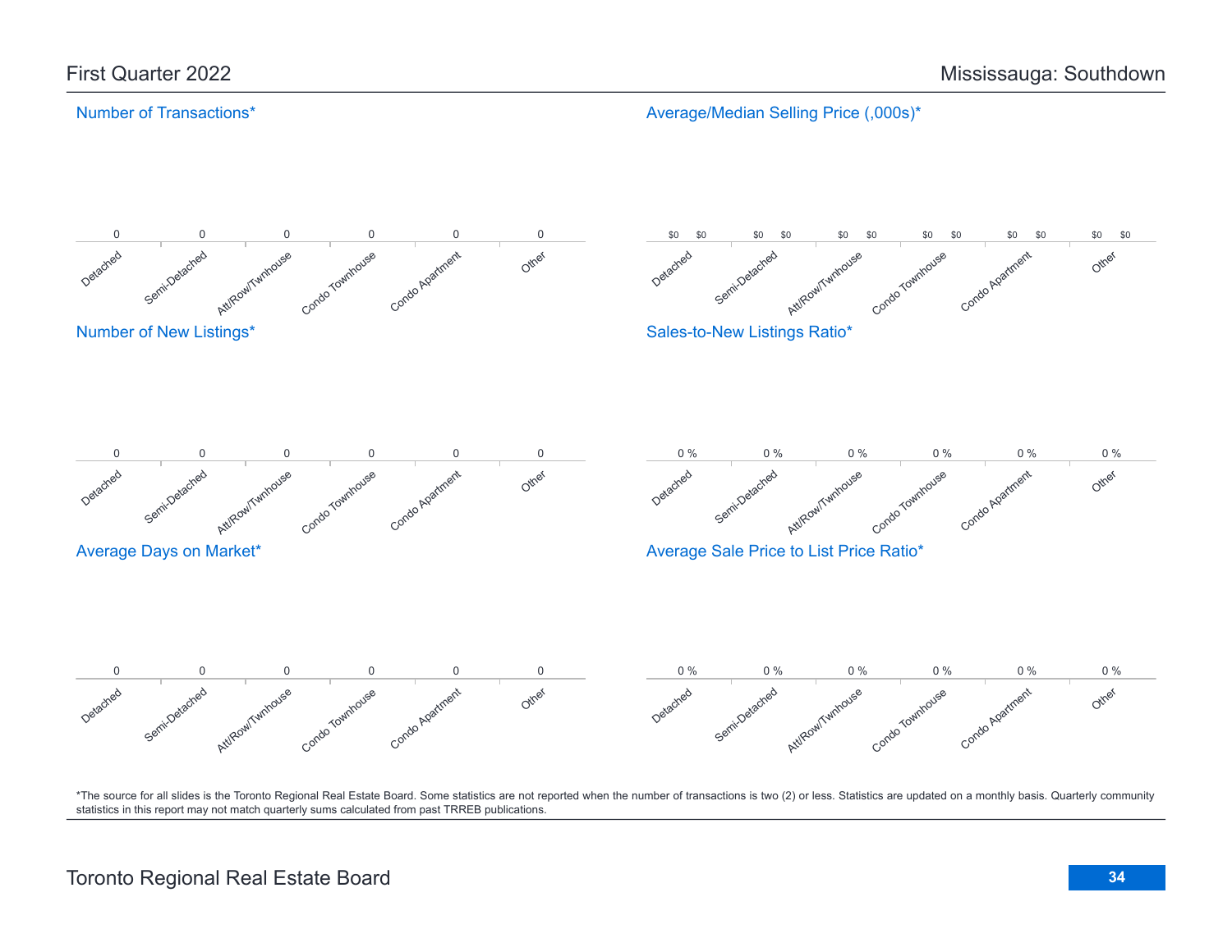# First Quarter 2022 — Mississauga: Southdown

## Number of Transactions*

| Detached | Semi-Detached | Att/Row/Twnhouse | Condo Townhouse | Condo Apartment | Other |
|---|---|---|---|---|---|
| 0 | 0 | 0 | 0 | 0 | 0 |

## Average/Median Selling Price (,000s)*

| | Detached | Semi-Detached | Att/Row/Twnhouse | Condo Townhouse | Condo Apartment | Other |
|---|---|---|---|---|---|---|
| Average | $0 | $0 | $0 | $0 | $0 | $0 |
| Median | $0 | $0 | $0 | $0 | $0 | $0 |

## Number of New Listings*

| Detached | Semi-Detached | Att/Row/Twnhouse | Condo Townhouse | Condo Apartment | Other |
|---|---|---|---|---|---|
| 0 | 0 | 0 | 0 | 0 | 0 |

## Sales-to-New Listings Ratio*

| Detached | Semi-Detached | Att/Row/Twnhouse | Condo Townhouse | Condo Apartment | Other |
|---|---|---|---|---|---|
| 0 % | 0 % | 0 % | 0 % | 0 % | 0 % |

## Average Days on Market*

| Detached | Semi-Detached | Att/Row/Twnhouse | Condo Townhouse | Condo Apartment | Other |
|---|---|---|---|---|---|
| 0 | 0 | 0 | 0 | 0 | 0 |

## Average Sale Price to List Price Ratio*

| Detached | Semi-Detached | Att/Row/Twnhouse | Condo Townhouse | Condo Apartment | Other |
|---|---|---|---|---|---|
| 0 % | 0 % | 0 % | 0 % | 0 % | 0 % |

*The source for all slides is the Toronto Regional Real Estate Board. Some statistics are not reported when the number of transactions is two (2) or less. Statistics are updated on a monthly basis. Quarterly community statistics in this report may not match quarterly sums calculated from past TRREB publications.

Toronto Regional Real Estate Board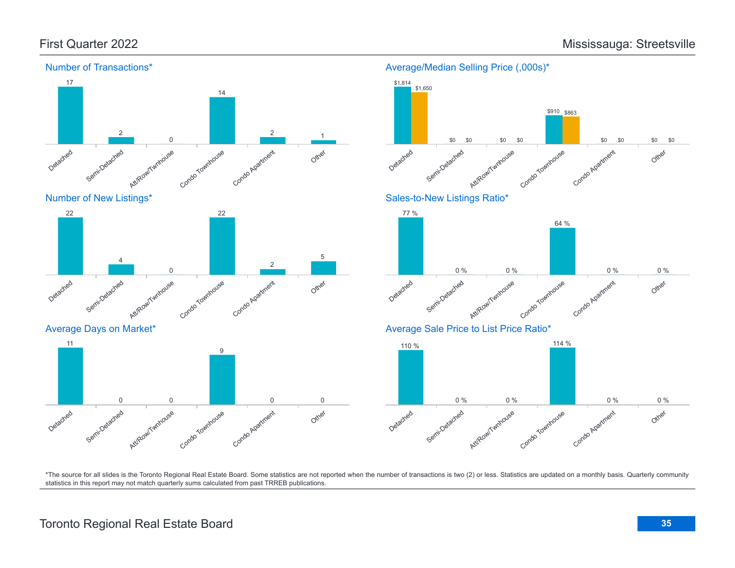## First Quarter 2022

## Mississauga: Streetsville

### Number of Transactions*

| Detached | Semi-Detached | Att/Row/Twnhouse | Condo Townhouse | Condo Apartment | Other |
|---|---|---|---|---|---|
| 17 | 2 | 0 | 14 | 2 | 1 |

### Average/Median Selling Price (,000s)*

| | Detached | Semi-Detached | Att/Row/Twnhouse | Condo Townhouse | Condo Apartment | Other |
|---|---|---|---|---|---|---|
| Average | $1,814 | $0 | $0 | $910 | $0 | $0 |
| Median | $1,650 | $0 | $0 | $863 | $0 | $0 |

### Number of New Listings*

| Detached | Semi-Detached | Att/Row/Twnhouse | Condo Townhouse | Condo Apartment | Other |
|---|---|---|---|---|---|
| 22 | 4 | 0 | 22 | 2 | 5 |

### Sales-to-New Listings Ratio*

| Detached | Semi-Detached | Att/Row/Twnhouse | Condo Townhouse | Condo Apartment | Other |
|---|---|---|---|---|---|
| 77 % | 0 % | 0 % | 64 % | 0 % | 0 % |

### Average Days on Market*

| Detached | Semi-Detached | Att/Row/Twnhouse | Condo Townhouse | Condo Apartment | Other |
|---|---|---|---|---|---|
| 11 | 0 | 0 | 9 | 0 | 0 |

### Average Sale Price to List Price Ratio*

| Detached | Semi-Detached | Att/Row/Twnhouse | Condo Townhouse | Condo Apartment | Other |
|---|---|---|---|---|---|
| 110 % | 0 % | 0 % | 114 % | 0 % | 0 % |

*The source for all slides is the Toronto Regional Real Estate Board. Some statistics are not reported when the number of transactions is two (2) or less. Statistics are updated on a monthly basis. Quarterly community statistics in this report may not match quarterly sums calculated from past TRREB publications.

Toronto Regional Real Estate Board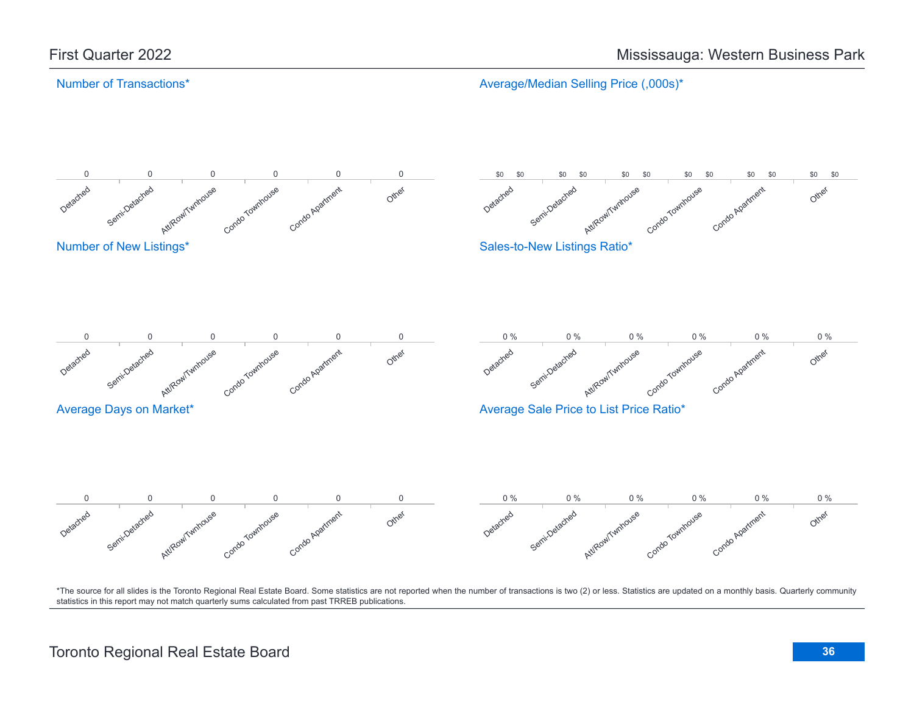# First Quarter 2022

# Mississauga: Western Business Park

## Number of Transactions*

0 0 0 0 0 0

Detached, Semi-Detached, Att/Row/Twnhouse, Condo Townhouse, Condo Apartment, Other

## Average/Median Selling Price (,000s)*

$0 $0 $0 $0 $0 $0 $0 $0 $0 $0 $0 $0

Detached, Semi-Detached, Att/Row/Twnhouse, Condo Townhouse, Condo Apartment, Other

## Number of New Listings*

0 0 0 0 0 0

Detached, Semi-Detached, Att/Row/Twnhouse, Condo Townhouse, Condo Apartment, Other

## Sales-to-New Listings Ratio*

0 % 0 % 0 % 0 % 0 % 0 %

Detached, Semi-Detached, Att/Row/Twnhouse, Condo Townhouse, Condo Apartment, Other

## Average Days on Market*

0 0 0 0 0 0

Detached, Semi-Detached, Att/Row/Twnhouse, Condo Townhouse, Condo Apartment, Other

## Average Sale Price to List Price Ratio*

0 % 0 % 0 % 0 % 0 % 0 %

Detached, Semi-Detached, Att/Row/Twnhouse, Condo Townhouse, Condo Apartment, Other

*The source for all slides is the Toronto Regional Real Estate Board. Some statistics are not reported when the number of transactions is two (2) or less. Statistics are updated on a monthly basis. Quarterly community statistics in this report may not match quarterly sums calculated from past TRREB publications.

Toronto Regional Real Estate Board